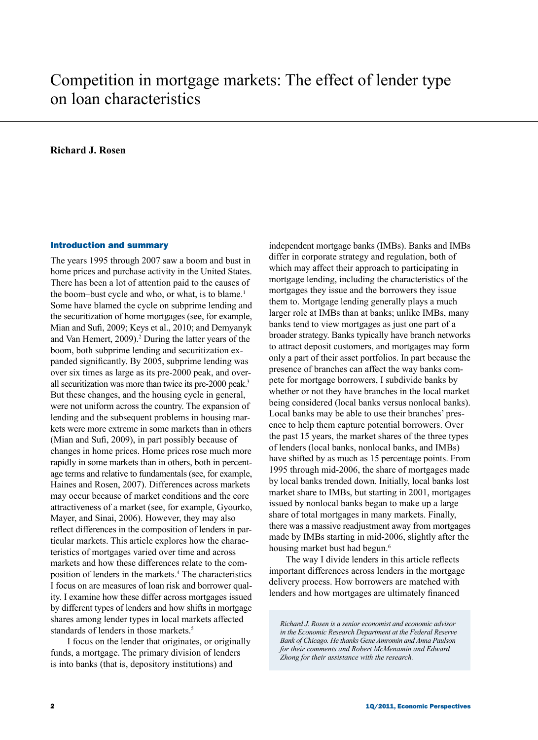# Competition in mortgage markets: The effect of lender type on loan characteristics

**Richard J. Rosen**

## Introduction and summary

The years 1995 through 2007 saw a boom and bust in home prices and purchase activity in the United States. There has been a lot of attention paid to the causes of the boom–bust cycle and who, or what, is to blame.[1] Some have blamed the cycle on subprime lending and the securitization of home mortgages (see, for example, Mian and Sufi, 2009; Keys et al., 2010; and Demyanyk and Van Hemert, 2009).[2] During the latter years of the boom, both subprime lending and securitization expanded significantly. By 2005, subprime lending was over six times as large as its pre-2000 peak, and overall securitization was more than twice its pre-2000 peak.[3] But these changes, and the housing cycle in general, were not uniform across the country. The expansion of lending and the subsequent problems in housing markets were more extreme in some markets than in others (Mian and Sufi, 2009), in part possibly because of changes in home prices. Home prices rose much more rapidly in some markets than in others, both in percentage terms and relative to fundamentals (see, for example, Haines and Rosen, 2007). Differences across markets may occur because of market conditions and the core attractiveness of a market (see, for example, Gyourko, Mayer, and Sinai, 2006). However, they may also reflect differences in the composition of lenders in particular markets. This article explores how the characteristics of mortgages varied over time and across markets and how these differences relate to the composition of lenders in the markets.[4] The characteristics I focus on are measures of loan risk and borrower quality. I examine how these differ across mortgages issued by different types of lenders and how shifts in mortgage shares among lender types in local markets affected standards of lenders in those markets.[5]

I focus on the lender that originates, or originally funds, a mortgage. The primary division of lenders is into banks (that is, depository institutions) and independent mortgage banks (IMBs). Banks and IMBs differ in corporate strategy and regulation, both of which may affect their approach to participating in mortgage lending, including the characteristics of the mortgages they issue and the borrowers they issue them to. Mortgage lending generally plays a much larger role at IMBs than at banks; unlike IMBs, many banks tend to view mortgages as just one part of a broader strategy. Banks typically have branch networks to attract deposit customers, and mortgages may form only a part of their asset portfolios. In part because the presence of branches can affect the way banks compete for mortgage borrowers, I subdivide banks by whether or not they have branches in the local market being considered (local banks versus nonlocal banks). Local banks may be able to use their branches' presence to help them capture potential borrowers. Over the past 15 years, the market shares of the three types of lenders (local banks, nonlocal banks, and IMBs) have shifted by as much as 15 percentage points. From 1995 through mid-2006, the share of mortgages made by local banks trended down. Initially, local banks lost market share to IMBs, but starting in 2001, mortgages issued by nonlocal banks began to make up a large share of total mortgages in many markets. Finally, there was a massive readjustment away from mortgages made by IMBs starting in mid-2006, slightly after the housing market bust had begun.[6]

The way I divide lenders in this article reflects important differences across lenders in the mortgage delivery process. How borrowers are matched with lenders and how mortgages are ultimately financed

*Richard J. Rosen is a senior economist and economic advisor in the Economic Research Department at the Federal Reserve Bank of Chicago. He thanks Gene Amromin and Anna Paulson for their comments and Robert McMenamin and Edward Zhong for their assistance with the research.*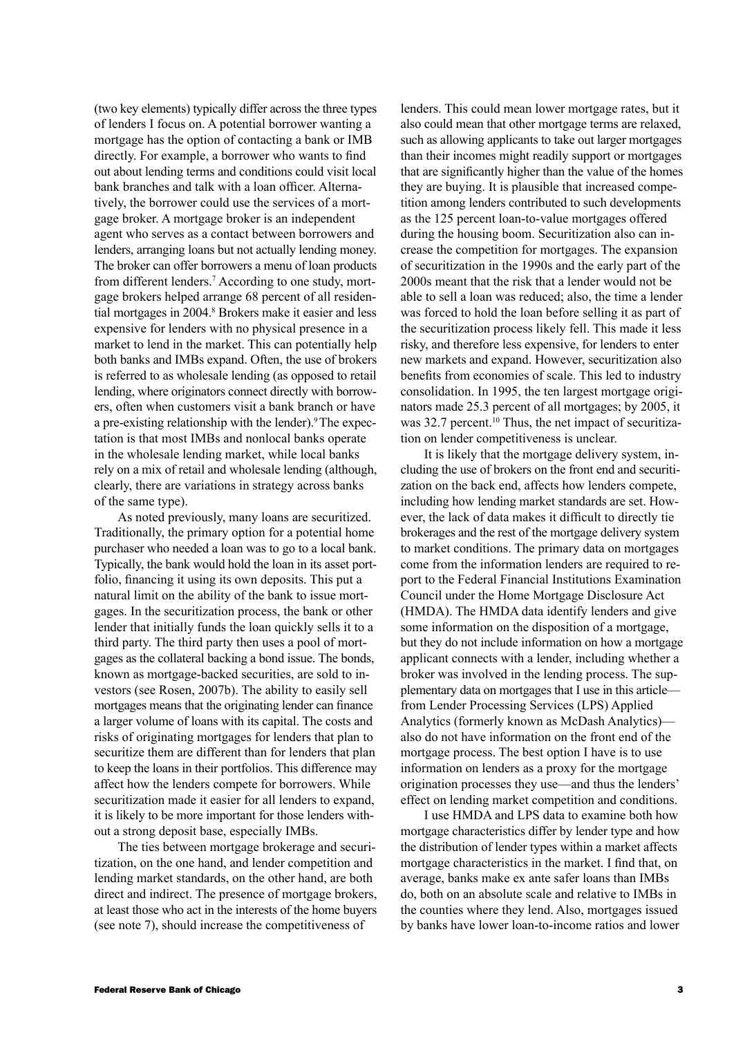(two key elements) typically differ across the three types of lenders I focus on. A potential borrower wanting a mortgage has the option of contacting a bank or IMB directly. For example, a borrower who wants to find out about lending terms and conditions could visit local bank branches and talk with a loan officer. Alternatively, the borrower could use the services of a mortgage broker. A mortgage broker is an independent agent who serves as a contact between borrowers and lenders, arranging loans but not actually lending money. The broker can offer borrowers a menu of loan products from different lenders.[7] According to one study, mortgage brokers helped arrange 68 percent of all residential mortgages in 2004.[8] Brokers make it easier and less expensive for lenders with no physical presence in a market to lend in the market. This can potentially help both banks and IMBs expand. Often, the use of brokers is referred to as wholesale lending (as opposed to retail lending, where originators connect directly with borrowers, often when customers visit a bank branch or have a pre-existing relationship with the lender).[9] The expectation is that most IMBs and nonlocal banks operate in the wholesale lending market, while local banks rely on a mix of retail and wholesale lending (although, clearly, there are variations in strategy across banks of the same type).

As noted previously, many loans are securitized. Traditionally, the primary option for a potential home purchaser who needed a loan was to go to a local bank. Typically, the bank would hold the loan in its asset portfolio, financing it using its own deposits. This put a natural limit on the ability of the bank to issue mortgages. In the securitization process, the bank or other lender that initially funds the loan quickly sells it to a third party. The third party then uses a pool of mortgages as the collateral backing a bond issue. The bonds, known as mortgage-backed securities, are sold to investors (see Rosen, 2007b). The ability to easily sell mortgages means that the originating lender can finance a larger volume of loans with its capital. The costs and risks of originating mortgages for lenders that plan to securitize them are different than for lenders that plan to keep the loans in their portfolios. This difference may affect how the lenders compete for borrowers. While securitization made it easier for all lenders to expand, it is likely to be more important for those lenders without a strong deposit base, especially IMBs.

The ties between mortgage brokerage and securitization, on the one hand, and lender competition and lending market standards, on the other hand, are both direct and indirect. The presence of mortgage brokers, at least those who act in the interests of the home buyers (see note 7), should increase the competitiveness of lenders. This could mean lower mortgage rates, but it also could mean that other mortgage terms are relaxed, such as allowing applicants to take out larger mortgages than their incomes might readily support or mortgages that are significantly higher than the value of the homes they are buying. It is plausible that increased competition among lenders contributed to such developments as the 125 percent loan-to-value mortgages offered during the housing boom. Securitization also can increase the competition for mortgages. The expansion of securitization in the 1990s and the early part of the 2000s meant that the risk that a lender would not be able to sell a loan was reduced; also, the time a lender was forced to hold the loan before selling it as part of the securitization process likely fell. This made it less risky, and therefore less expensive, for lenders to enter new markets and expand. However, securitization also benefits from economies of scale. This led to industry consolidation. In 1995, the ten largest mortgage originators made 25.3 percent of all mortgages; by 2005, it was 32.7 percent.[10] Thus, the net impact of securitization on lender competitiveness is unclear.

It is likely that the mortgage delivery system, including the use of brokers on the front end and securitization on the back end, affects how lenders compete, including how lending market standards are set. However, the lack of data makes it difficult to directly tie brokerages and the rest of the mortgage delivery system to market conditions. The primary data on mortgages come from the information lenders are required to report to the Federal Financial Institutions Examination Council under the Home Mortgage Disclosure Act (HMDA). The HMDA data identify lenders and give some information on the disposition of a mortgage, but they do not include information on how a mortgage applicant connects with a lender, including whether a broker was involved in the lending process. The supplementary data on mortgages that I use in this article—from Lender Processing Services (LPS) Applied Analytics (formerly known as McDash Analytics)—also do not have information on the front end of the mortgage process. The best option I have is to use information on lenders as a proxy for the mortgage origination processes they use—and thus the lenders' effect on lending market competition and conditions.

I use HMDA and LPS data to examine both how mortgage characteristics differ by lender type and how the distribution of lender types within a market affects mortgage characteristics in the market. I find that, on average, banks make ex ante safer loans than IMBs do, both on an absolute scale and relative to IMBs in the counties where they lend. Also, mortgages issued by banks have lower loan-to-income ratios and lower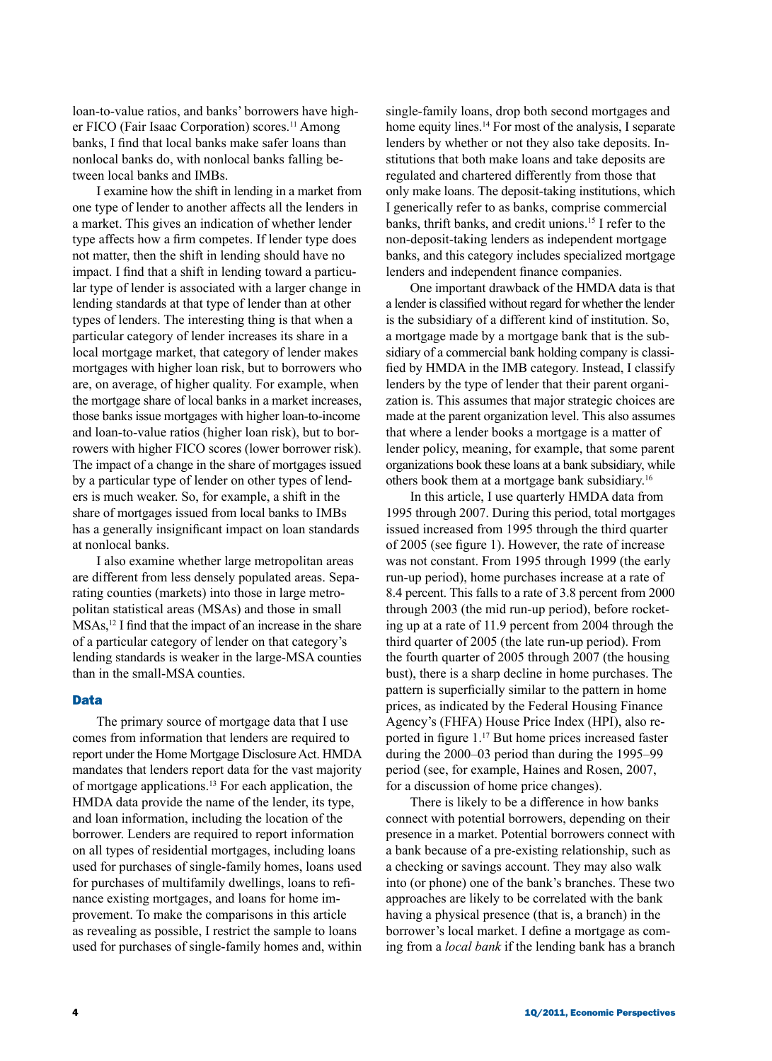loan-to-value ratios, and banks' borrowers have higher FICO (Fair Isaac Corporation) scores.[11] Among banks, I find that local banks make safer loans than nonlocal banks do, with nonlocal banks falling between local banks and IMBs.

I examine how the shift in lending in a market from one type of lender to another affects all the lenders in a market. This gives an indication of whether lender type affects how a firm competes. If lender type does not matter, then the shift in lending should have no impact. I find that a shift in lending toward a particular type of lender is associated with a larger change in lending standards at that type of lender than at other types of lenders. The interesting thing is that when a particular category of lender increases its share in a local mortgage market, that category of lender makes mortgages with higher loan risk, but to borrowers who are, on average, of higher quality. For example, when the mortgage share of local banks in a market increases, those banks issue mortgages with higher loan-to-income and loan-to-value ratios (higher loan risk), but to borrowers with higher FICO scores (lower borrower risk). The impact of a change in the share of mortgages issued by a particular type of lender on other types of lenders is much weaker. So, for example, a shift in the share of mortgages issued from local banks to IMBs has a generally insignificant impact on loan standards at nonlocal banks.

I also examine whether large metropolitan areas are different from less densely populated areas. Separating counties (markets) into those in large metropolitan statistical areas (MSAs) and those in small MSAs,[12] I find that the impact of an increase in the share of a particular category of lender on that category's lending standards is weaker in the large-MSA counties than in the small-MSA counties.

## Data

The primary source of mortgage data that I use comes from information that lenders are required to report under the Home Mortgage Disclosure Act. HMDA mandates that lenders report data for the vast majority of mortgage applications.[13] For each application, the HMDA data provide the name of the lender, its type, and loan information, including the location of the borrower. Lenders are required to report information on all types of residential mortgages, including loans used for purchases of single-family homes, loans used for purchases of multifamily dwellings, loans to refinance existing mortgages, and loans for home improvement. To make the comparisons in this article as revealing as possible, I restrict the sample to loans used for purchases of single-family homes and, within single-family loans, drop both second mortgages and home equity lines.[14] For most of the analysis, I separate lenders by whether or not they also take deposits. Institutions that both make loans and take deposits are regulated and chartered differently from those that only make loans. The deposit-taking institutions, which I generically refer to as banks, comprise commercial banks, thrift banks, and credit unions.[15] I refer to the non-deposit-taking lenders as independent mortgage banks, and this category includes specialized mortgage lenders and independent finance companies.

One important drawback of the HMDA data is that a lender is classified without regard for whether the lender is the subsidiary of a different kind of institution. So, a mortgage made by a mortgage bank that is the subsidiary of a commercial bank holding company is classified by HMDA in the IMB category. Instead, I classify lenders by the type of lender that their parent organization is. This assumes that major strategic choices are made at the parent organization level. This also assumes that where a lender books a mortgage is a matter of lender policy, meaning, for example, that some parent organizations book these loans at a bank subsidiary, while others book them at a mortgage bank subsidiary.[16]

In this article, I use quarterly HMDA data from 1995 through 2007. During this period, total mortgages issued increased from 1995 through the third quarter of 2005 (see figure 1). However, the rate of increase was not constant. From 1995 through 1999 (the early run-up period), home purchases increase at a rate of 8.4 percent. This falls to a rate of 3.8 percent from 2000 through 2003 (the mid run-up period), before rocketing up at a rate of 11.9 percent from 2004 through the third quarter of 2005 (the late run-up period). From the fourth quarter of 2005 through 2007 (the housing bust), there is a sharp decline in home purchases. The pattern is superficially similar to the pattern in home prices, as indicated by the Federal Housing Finance Agency's (FHFA) House Price Index (HPI), also reported in figure 1.[17] But home prices increased faster during the 2000–03 period than during the 1995–99 period (see, for example, Haines and Rosen, 2007, for a discussion of home price changes).

There is likely to be a difference in how banks connect with potential borrowers, depending on their presence in a market. Potential borrowers connect with a bank because of a pre-existing relationship, such as a checking or savings account. They may also walk into (or phone) one of the bank's branches. These two approaches are likely to be correlated with the bank having a physical presence (that is, a branch) in the borrower's local market. I define a mortgage as coming from a *local bank* if the lending bank has a branch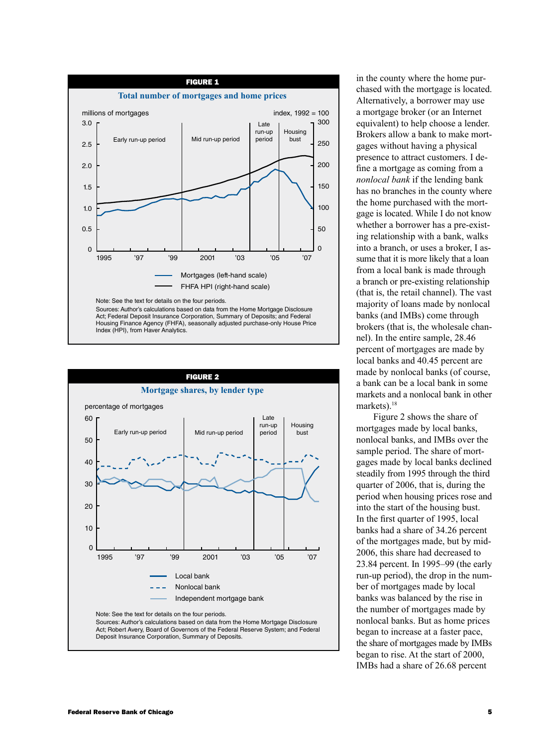**FIGURE 1**

**Total number of mortgages and home prices**

Note: See the text for details on the four periods.
Sources: Author's calculations based on data from the Home Mortgage Disclosure Act; Federal Deposit Insurance Corporation, Summary of Deposits; and Federal Housing Finance Agency (FHFA), seasonally adjusted purchase-only House Price Index (HPI), from Haver Analytics.

**FIGURE 2**

**Mortgage shares, by lender type**

Note: See the text for details on the four periods.
Sources: Author's calculations based on data from the Home Mortgage Disclosure Act; Robert Avery, Board of Governors of the Federal Reserve System; and Federal Deposit Insurance Corporation, Summary of Deposits.

in the county where the home purchased with the mortgage is located. Alternatively, a borrower may use a mortgage broker (or an Internet equivalent) to help choose a lender. Brokers allow a bank to make mortgages without having a physical presence to attract customers. I define a mortgage as coming from a *nonlocal bank* if the lending bank has no branches in the county where the home purchased with the mortgage is located. While I do not know whether a borrower has a pre-existing relationship with a bank, walks into a branch, or uses a broker, I assume that it is more likely that a loan from a local bank is made through a branch or pre-existing relationship (that is, the retail channel). The vast majority of loans made by nonlocal banks (and IMBs) come through brokers (that is, the wholesale channel). In the entire sample, 28.46 percent of mortgages are made by local banks and 40.45 percent are made by nonlocal banks (of course, a bank can be a local bank in some markets and a nonlocal bank in other markets).[18]

Figure 2 shows the share of mortgages made by local banks, nonlocal banks, and IMBs over the sample period. The share of mortgages made by local banks declined steadily from 1995 through the third quarter of 2006, that is, during the period when housing prices rose and into the start of the housing bust. In the first quarter of 1995, local banks had a share of 34.26 percent of the mortgages made, but by mid-2006, this share had decreased to 23.84 percent. In 1995–99 (the early run-up period), the drop in the number of mortgages made by local banks was balanced by the rise in the number of mortgages made by nonlocal banks. But as home prices began to increase at a faster pace, the share of mortgages made by IMBs began to rise. At the start of 2000, IMBs had a share of 26.68 percent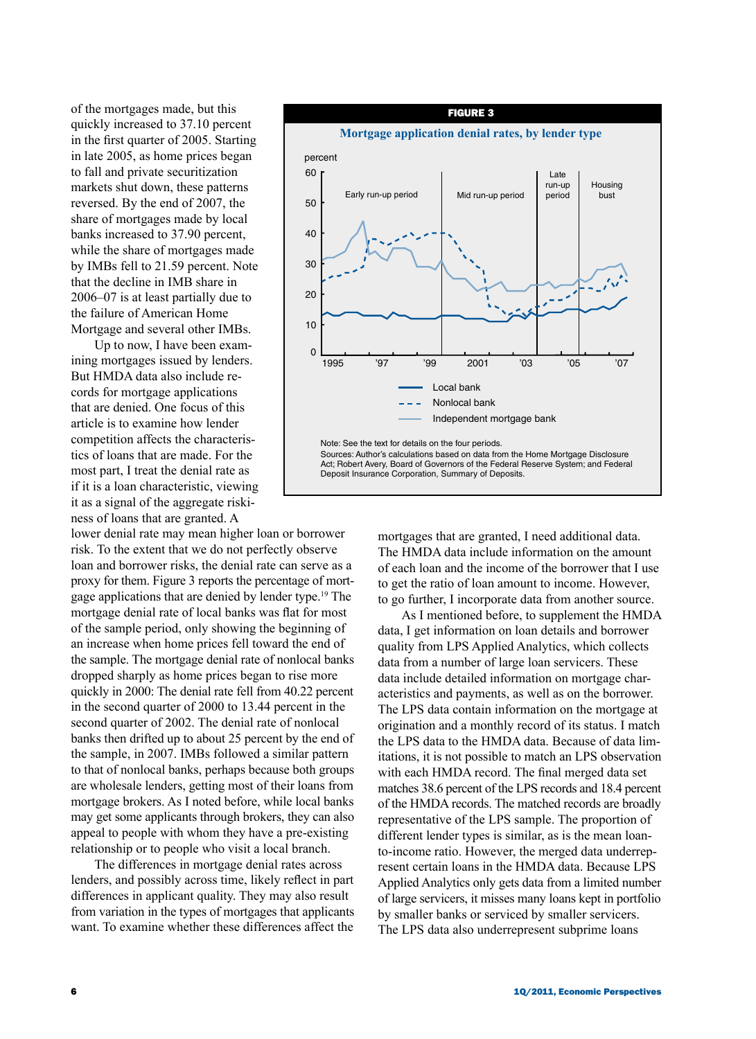of the mortgages made, but this quickly increased to 37.10 percent in the first quarter of 2005. Starting in late 2005, as home prices began to fall and private securitization markets shut down, these patterns reversed. By the end of 2007, the share of mortgages made by local banks increased to 37.90 percent, while the share of mortgages made by IMBs fell to 21.59 percent. Note that the decline in IMB share in 2006–07 is at least partially due to the failure of American Home Mortgage and several other IMBs.

Up to now, I have been examining mortgages issued by lenders. But HMDA data also include records for mortgage applications that are denied. One focus of this article is to examine how lender competition affects the characteristics of loans that are made. For the most part, I treat the denial rate as if it is a loan characteristic, viewing it as a signal of the aggregate riskiness of loans that are granted. A lower denial rate may mean higher loan or borrower risk. To the extent that we do not perfectly observe loan and borrower risks, the denial rate can serve as a proxy for them. Figure 3 reports the percentage of mortgage applications that are denied by lender type.[19] The mortgage denial rate of local banks was flat for most of the sample period, only showing the beginning of an increase when home prices fell toward the end of the sample. The mortgage denial rate of nonlocal banks dropped sharply as home prices began to rise more quickly in 2000: The denial rate fell from 40.22 percent in the second quarter of 2000 to 13.44 percent in the second quarter of 2002. The denial rate of nonlocal banks then drifted up to about 25 percent by the end of the sample, in 2007. IMBs followed a similar pattern to that of nonlocal banks, perhaps because both groups are wholesale lenders, getting most of their loans from mortgage brokers. As I noted before, while local banks may get some applicants through brokers, they can also appeal to people with whom they have a pre-existing relationship or to people who visit a local branch.

The differences in mortgage denial rates across lenders, and possibly across time, likely reflect in part differences in applicant quality. They may also result from variation in the types of mortgages that applicants want. To examine whether these differences affect the mortgages that are granted, I need additional data. The HMDA data include information on the amount of each loan and the income of the borrower that I use to get the ratio of loan amount to income. However, to go further, I incorporate data from another source.

As I mentioned before, to supplement the HMDA data, I get information on loan details and borrower quality from LPS Applied Analytics, which collects data from a number of large loan servicers. These data include detailed information on mortgage characteristics and payments, as well as on the borrower. The LPS data contain information on the mortgage at origination and a monthly record of its status. I match the LPS data to the HMDA data. Because of data limitations, it is not possible to match an LPS observation with each HMDA record. The final merged data set matches 38.6 percent of the LPS records and 18.4 percent of the HMDA records. The matched records are broadly representative of the LPS sample. The proportion of different lender types is similar, as is the mean loan-to-income ratio. However, the merged data underrepresent certain loans in the HMDA data. Because LPS Applied Analytics only gets data from a limited number of large servicers, it misses many loans kept in portfolio by smaller banks or serviced by smaller servicers. The LPS data also underrepresent subprime loans

**FIGURE 3**

**Mortgage application denial rates, by lender type**

Note: See the text for details on the four periods.
Sources: Author's calculations based on data from the Home Mortgage Disclosure Act; Robert Avery, Board of Governors of the Federal Reserve System; and Federal Deposit Insurance Corporation, Summary of Deposits.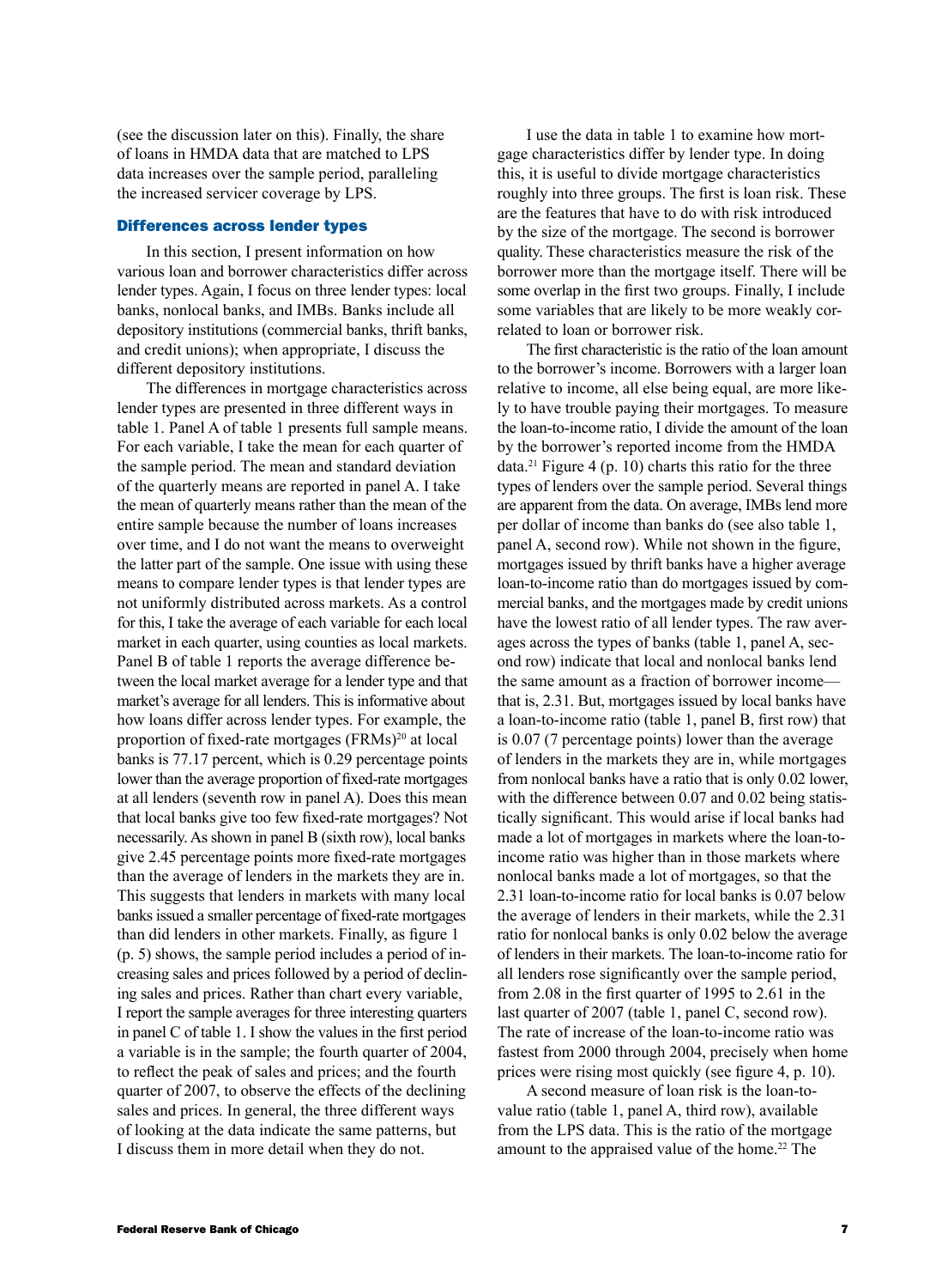(see the discussion later on this). Finally, the share of loans in HMDA data that are matched to LPS data increases over the sample period, paralleling the increased servicer coverage by LPS.

### Differences across lender types

In this section, I present information on how various loan and borrower characteristics differ across lender types. Again, I focus on three lender types: local banks, nonlocal banks, and IMBs. Banks include all depository institutions (commercial banks, thrift banks, and credit unions); when appropriate, I discuss the different depository institutions.

The differences in mortgage characteristics across lender types are presented in three different ways in table 1. Panel A of table 1 presents full sample means. For each variable, I take the mean for each quarter of the sample period. The mean and standard deviation of the quarterly means are reported in panel A. I take the mean of quarterly means rather than the mean of the entire sample because the number of loans increases over time, and I do not want the means to overweight the latter part of the sample. One issue with using these means to compare lender types is that lender types are not uniformly distributed across markets. As a control for this, I take the average of each variable for each local market in each quarter, using counties as local markets. Panel B of table 1 reports the average difference between the local market average for a lender type and that market's average for all lenders. This is informative about how loans differ across lender types. For example, the proportion of fixed-rate mortgages (FRMs)[20] at local banks is 77.17 percent, which is 0.29 percentage points lower than the average proportion of fixed-rate mortgages at all lenders (seventh row in panel A). Does this mean that local banks give too few fixed-rate mortgages? Not necessarily. As shown in panel B (sixth row), local banks give 2.45 percentage points more fixed-rate mortgages than the average of lenders in the markets they are in. This suggests that lenders in markets with many local banks issued a smaller percentage of fixed-rate mortgages than did lenders in other markets. Finally, as figure 1 (p. 5) shows, the sample period includes a period of increasing sales and prices followed by a period of declining sales and prices. Rather than chart every variable, I report the sample averages for three interesting quarters in panel C of table 1. I show the values in the first period a variable is in the sample; the fourth quarter of 2004, to reflect the peak of sales and prices; and the fourth quarter of 2007, to observe the effects of the declining sales and prices. In general, the three different ways of looking at the data indicate the same patterns, but I discuss them in more detail when they do not.

I use the data in table 1 to examine how mortgage characteristics differ by lender type. In doing this, it is useful to divide mortgage characteristics roughly into three groups. The first is loan risk. These are the features that have to do with risk introduced by the size of the mortgage. The second is borrower quality. These characteristics measure the risk of the borrower more than the mortgage itself. There will be some overlap in the first two groups. Finally, I include some variables that are likely to be more weakly correlated to loan or borrower risk.

The first characteristic is the ratio of the loan amount to the borrower's income. Borrowers with a larger loan relative to income, all else being equal, are more likely to have trouble paying their mortgages. To measure the loan-to-income ratio, I divide the amount of the loan by the borrower's reported income from the HMDA data.[21] Figure 4 (p. 10) charts this ratio for the three types of lenders over the sample period. Several things are apparent from the data. On average, IMBs lend more per dollar of income than banks do (see also table 1, panel A, second row). While not shown in the figure, mortgages issued by thrift banks have a higher average loan-to-income ratio than do mortgages issued by commercial banks, and the mortgages made by credit unions have the lowest ratio of all lender types. The raw averages across the types of banks (table 1, panel A, second row) indicate that local and nonlocal banks lend the same amount as a fraction of borrower income—that is, 2.31. But, mortgages issued by local banks have a loan-to-income ratio (table 1, panel B, first row) that is 0.07 (7 percentage points) lower than the average of lenders in the markets they are in, while mortgages from nonlocal banks have a ratio that is only 0.02 lower, with the difference between 0.07 and 0.02 being statistically significant. This would arise if local banks had made a lot of mortgages in markets where the loan-to-income ratio was higher than in those markets where nonlocal banks made a lot of mortgages, so that the 2.31 loan-to-income ratio for local banks is 0.07 below the average of lenders in their markets, while the 2.31 ratio for nonlocal banks is only 0.02 below the average of lenders in their markets. The loan-to-income ratio for all lenders rose significantly over the sample period, from 2.08 in the first quarter of 1995 to 2.61 in the last quarter of 2007 (table 1, panel C, second row). The rate of increase of the loan-to-income ratio was fastest from 2000 through 2004, precisely when home prices were rising most quickly (see figure 4, p. 10).

A second measure of loan risk is the loan-to-value ratio (table 1, panel A, third row), available from the LPS data. This is the ratio of the mortgage amount to the appraised value of the home.[22] The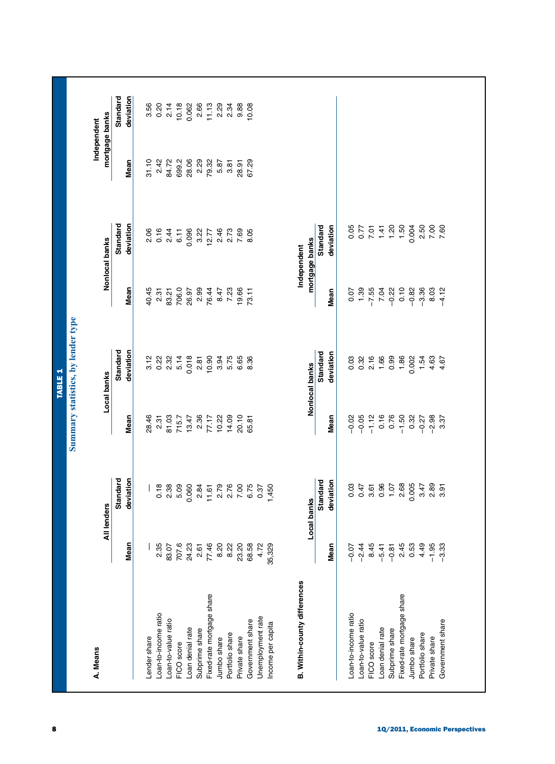**TABLE 1**

**Summary statistics, by lender type**

**A. Means**

| | All lenders | | Local banks | | Nonlocal banks | | Independent mortgage banks | |
|---|---|---|---|---|---|---|---|---|
| | Mean | Standard deviation | Mean | Standard deviation | Mean | Standard deviation | Mean | Standard deviation |
| Lender share | — | — | 28.46 | 3.12 | 40.45 | 2.06 | 31.10 | 3.56 |
| Loan-to-income ratio | 2.35 | 0.18 | 2.31 | 0.22 | 2.31 | 0.16 | 2.42 | 0.20 |
| Loan-to-value ratio | 83.07 | 2.38 | 81.03 | 2.32 | 83.21 | 2.44 | 84.72 | 2.14 |
| FICO score | 707.6 | 5.09 | 715.7 | 5.14 | 706.0 | 6.11 | 699.2 | 10.18 |
| Loan denial rate | 24.23 | 0.060 | 13.47 | 0.018 | 26.97 | 0.096 | 28.06 | 0.062 |
| Subprime share | 2.61 | 2.84 | 2.36 | 2.81 | 2.99 | 3.22 | 2.29 | 2.66 |
| Fixed-rate mortgage share | 77.46 | 11.61 | 77.17 | 10.90 | 76.44 | 12.77 | 79.32 | 11.13 |
| Jumbo share | 8.20 | 2.79 | 10.22 | 3.94 | 8.47 | 2.46 | 5.87 | 2.29 |
| Portfolio share | 8.22 | 2.76 | 14.09 | 5.75 | 7.23 | 2.73 | 3.81 | 2.34 |
| Private share | 23.20 | 7.00 | 20.10 | 6.65 | 19.66 | 7.69 | 28.91 | 9.88 |
| Government share | 68.58 | 6.75 | 65.81 | 8.36 | 73.11 | 8.05 | 67.29 | 10.08 |
| Unemployment rate | 4.72 | 0.37 | | | | | | |
| Income per capita | 35,329 | 1,450 | | | | | | |

**B. Within-county differences**

| | Local banks | | Nonlocal banks | | Independent mortgage banks | |
|---|---|---|---|---|---|---|
| | Mean | Standard deviation | Mean | Standard deviation | Mean | Standard deviation |
| Loan-to-income ratio | −0.07 | 0.03 | −0.02 | 0.03 | 0.07 | 0.05 |
| Loan-to-value ratio | −2.44 | 0.47 | −0.05 | 0.32 | 1.39 | 0.77 |
| FICO score | 8.45 | 3.61 | −1.12 | 2.16 | −7.55 | 7.01 |
| Loan denial rate | −5.41 | 0.96 | 0.16 | 1.66 | 7.04 | 1.41 |
| Subprime share | −0.81 | 1.07 | 0.76 | 0.99 | −0.22 | 1.20 |
| Fixed-rate mortgage share | 2.45 | 2.68 | −1.50 | 1.86 | 0.10 | 1.50 |
| Jumbo share | 0.53 | 0.005 | 0.32 | 0.002 | −0.82 | 0.004 |
| Portfolio share | 4.49 | 3.47 | −0.27 | 1.54 | −3.36 | 2.50 |
| Private share | −1.95 | 2.89 | −2.98 | 4.63 | 8.03 | 7.00 |
| Government share | −3.33 | 3.91 | 3.37 | 4.67 | −4.12 | 7.60 |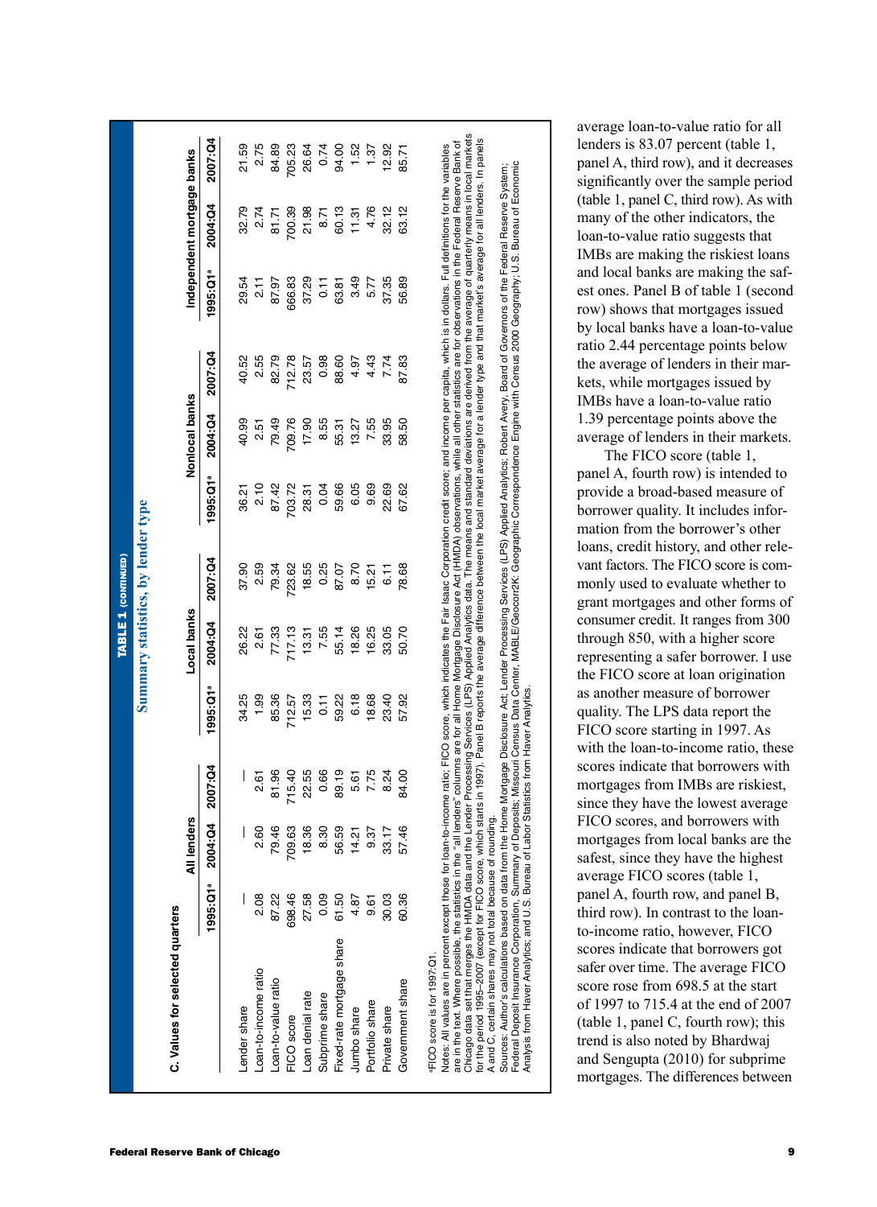**TABLE 1 (CONTINUED)**

**Summary statistics, by lender type**

**C. Values for selected quarters**

| | All lenders | | | Local banks | | | Nonlocal banks | | | Independent mortgage banks | | |
|---|---|---|---|---|---|---|---|---|---|---|---|---|
| | 1995:Q1[a] | 2004:Q4 | 2007:Q4 | 1995:Q1[a] | 2004:Q4 | 2007:Q4 | 1995:Q1[a] | 2004:Q4 | 2007:Q4 | 1995:Q1[a] | 2004:Q4 | 2007:Q4 |
| Lender share | — | — | — | 34.25 | 26.22 | 37.90 | 36.21 | 40.99 | 40.52 | 29.54 | 32.79 | 21.59 |
| Loan-to-income ratio | 2.08 | 2.60 | 2.61 | 1.99 | 2.61 | 2.59 | 2.10 | 2.51 | 2.55 | 2.11 | 2.74 | 2.75 |
| Loan-to-value ratio | 87.22 | 79.46 | 81.96 | 85.36 | 77.33 | 79.34 | 87.42 | 79.49 | 82.79 | 87.97 | 81.71 | 84.89 |
| FICO score | 698.46 | 709.63 | 715.40 | 712.57 | 717.13 | 723.62 | 703.72 | 709.76 | 712.78 | 666.83 | 700.39 | 705.23 |
| Loan denial rate | 27.58 | 18.36 | 22.55 | 15.33 | 13.31 | 18.55 | 28.31 | 17.90 | 23.57 | 37.29 | 21.98 | 26.64 |
| Subprime share | 0.09 | 8.30 | 0.66 | 0.11 | 7.55 | 0.25 | 0.04 | 8.55 | 0.98 | 0.11 | 8.71 | 0.74 |
| Fixed-rate mortgage share | 61.50 | 56.59 | 89.19 | 59.22 | 55.14 | 87.07 | 59.66 | 55.31 | 88.60 | 63.81 | 60.13 | 94.00 |
| Jumbo share | 4.87 | 14.21 | 5.61 | 6.18 | 18.26 | 8.70 | 6.05 | 13.27 | 4.97 | 3.49 | 11.31 | 1.52 |
| Portfolio share | 9.61 | 9.37 | 7.75 | 18.68 | 16.25 | 15.21 | 9.69 | 7.55 | 4.43 | 5.77 | 4.76 | 1.37 |
| Private share | 30.03 | 33.17 | 8.24 | 23.40 | 33.05 | 6.11 | 22.69 | 33.95 | 7.74 | 37.35 | 32.12 | 12.92 |
| Government share | 60.36 | 57.46 | 84.00 | 57.92 | 50.70 | 78.68 | 67.62 | 58.50 | 87.83 | 56.89 | 63.12 | 85.71 |

[a]FICO score is for 1997:Q1.

Notes: All values are in percent except those for loan-to-income ratio; FICO score, which indicates the Fair Isaac Corporation credit score; and income per capita, which is in dollars. Full definitions for the variables are in the text. Where possible, the statistics in the "all lenders" columns are for all Home Mortgage Disclosure Act (HMDA) observations, while all other statistics are for observations in the Federal Reserve Bank of Chicago data set that merges the HMDA data and the Lender Processing Services (LPS) Applied Analytics data. The means and standard deviations are derived from the average of quarterly means in local markets for the period 1995–2007 (except for FICO score, which starts in 1997). Panel B reports the average difference between the local market average for a lender type and that market's average for all lenders. In panels A and C, certain shares may not total because of rounding.

Sources: Author's calculations based on data from the Home Mortgage Disclosure Act; Lender Processing Services (LPS) Applied Analytics; Robert Avery, Board of Governors of the Federal Reserve System; Federal Deposit Insurance Corporation, Summary of Deposits; Missouri Census Data Center, MABLE/Geocorr2K: Geographic Correspondence Engine with Census 2000 Geography; U.S. Bureau of Economic Analysis from Haver Analytics; and U.S. Bureau of Labor Statistics from Haver Analytics.

average loan-to-value ratio for all lenders is 83.07 percent (table 1, panel A, third row), and it decreases significantly over the sample period (table 1, panel C, third row). As with many of the other indicators, the loan-to-value ratio suggests that IMBs are making the riskiest loans and local banks are making the safest ones. Panel B of table 1 (second row) shows that mortgages issued by local banks have a loan-to-value ratio 2.44 percentage points below the average of lenders in their markets, while mortgages issued by IMBs have a loan-to-value ratio 1.39 percentage points above the average of lenders in their markets.

The FICO score (table 1, panel A, fourth row) is intended to provide a broad-based measure of borrower quality. It includes information from the borrower's other loans, credit history, and other relevant factors. The FICO score is commonly used to evaluate whether to grant mortgages and other forms of consumer credit. It ranges from 300 through 850, with a higher score representing a safer borrower. I use the FICO score at loan origination as another measure of borrower quality. The LPS data report the FICO score starting in 1997. As with the loan-to-income ratio, these scores indicate that borrowers with mortgages from IMBs are riskiest, since they have the lowest average FICO scores, and borrowers with mortgages from local banks are the safest, since they have the highest average FICO scores (table 1, panel A, fourth row, and panel B, third row). In contrast to the loan-to-income ratio, however, FICO scores indicate that borrowers got safer over time. The average FICO score rose from 698.5 at the start of 1997 to 715.4 at the end of 2007 (table 1, panel C, fourth row); this trend is also noted by Bhardwaj and Sengupta (2010) for subprime mortgages. The differences between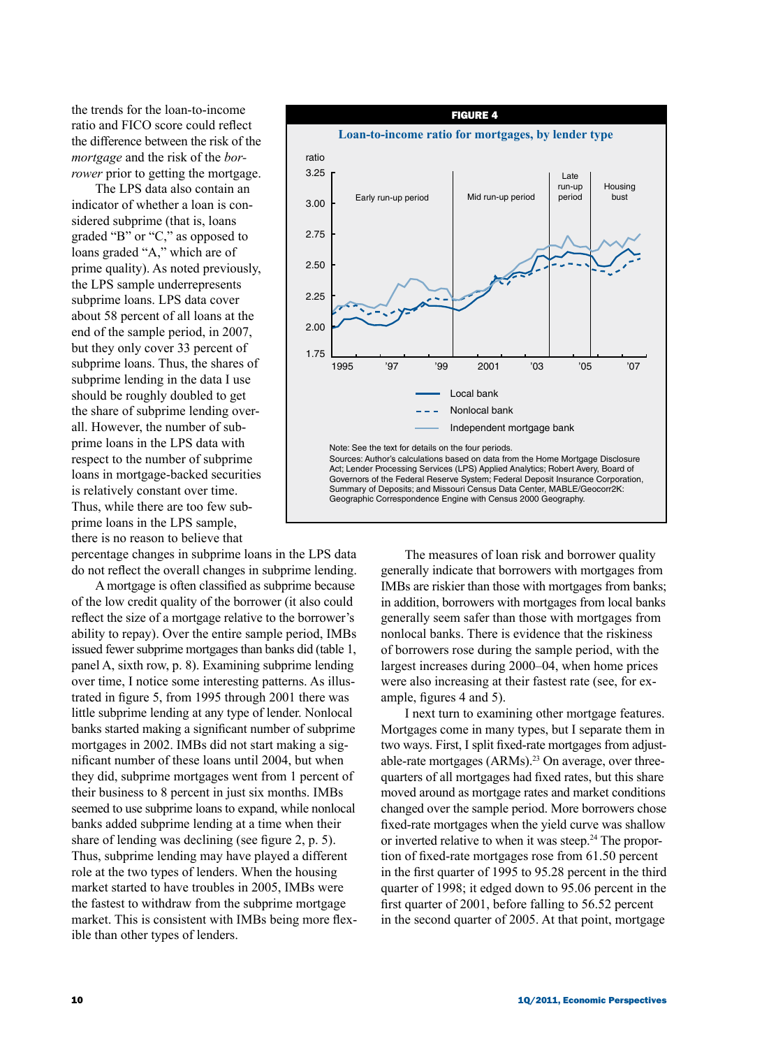the trends for the loan-to-income ratio and FICO score could reflect the difference between the risk of the *mortgage* and the risk of the *borrower* prior to getting the mortgage.

The LPS data also contain an indicator of whether a loan is considered subprime (that is, loans graded "B" or "C," as opposed to loans graded "A," which are of prime quality). As noted previously, the LPS sample underrepresents subprime loans. LPS data cover about 58 percent of all loans at the end of the sample period, in 2007, but they only cover 33 percent of subprime loans. Thus, the shares of subprime lending in the data I use should be roughly doubled to get the share of subprime lending overall. However, the number of subprime loans in the LPS data with respect to the number of subprime loans in mortgage-backed securities is relatively constant over time. Thus, while there are too few subprime loans in the LPS sample, there is no reason to believe that percentage changes in subprime loans in the LPS data do not reflect the overall changes in subprime lending.

A mortgage is often classified as subprime because of the low credit quality of the borrower (it also could reflect the size of a mortgage relative to the borrower's ability to repay). Over the entire sample period, IMBs issued fewer subprime mortgages than banks did (table 1, panel A, sixth row, p. 8). Examining subprime lending over time, I notice some interesting patterns. As illustrated in figure 5, from 1995 through 2001 there was little subprime lending at any type of lender. Nonlocal banks started making a significant number of subprime mortgages in 2002. IMBs did not start making a significant number of these loans until 2004, but when they did, subprime mortgages went from 1 percent of their business to 8 percent in just six months. IMBs seemed to use subprime loans to expand, while nonlocal banks added subprime lending at a time when their share of lending was declining (see figure 2, p. 5). Thus, subprime lending may have played a different role at the two types of lenders. When the housing market started to have troubles in 2005, IMBs were the fastest to withdraw from the subprime mortgage market. This is consistent with IMBs being more flexible than other types of lenders.

**FIGURE 4**

**Loan-to-income ratio for mortgages, by lender type**

Note: See the text for details on the four periods.
Sources: Author's calculations based on data from the Home Mortgage Disclosure Act; Lender Processing Services (LPS) Applied Analytics; Robert Avery, Board of Governors of the Federal Reserve System; Federal Deposit Insurance Corporation, Summary of Deposits; and Missouri Census Data Center, MABLE/Geocorr2K: Geographic Correspondence Engine with Census 2000 Geography.

The measures of loan risk and borrower quality generally indicate that borrowers with mortgages from IMBs are riskier than those with mortgages from banks; in addition, borrowers with mortgages from local banks generally seem safer than those with mortgages from nonlocal banks. There is evidence that the riskiness of borrowers rose during the sample period, with the largest increases during 2000–04, when home prices were also increasing at their fastest rate (see, for example, figures 4 and 5).

I next turn to examining other mortgage features. Mortgages come in many types, but I separate them in two ways. First, I split fixed-rate mortgages from adjustable-rate mortgages (ARMs).[23] On average, over three-quarters of all mortgages had fixed rates, but this share moved around as mortgage rates and market conditions changed over the sample period. More borrowers chose fixed-rate mortgages when the yield curve was shallow or inverted relative to when it was steep.[24] The proportion of fixed-rate mortgages rose from 61.50 percent in the first quarter of 1995 to 95.28 percent in the third quarter of 1998; it edged down to 95.06 percent in the first quarter of 2001, before falling to 56.52 percent in the second quarter of 2005. At that point, mortgage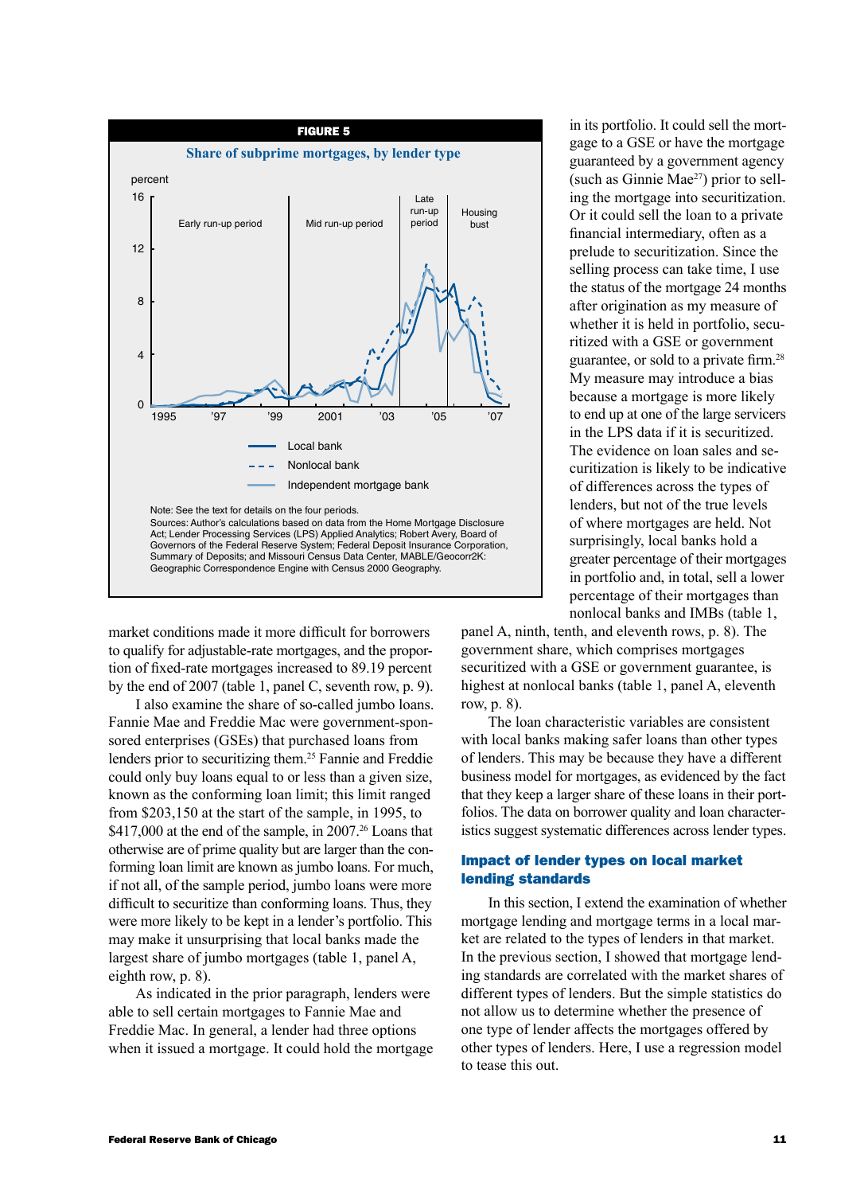**FIGURE 5**

**Share of subprime mortgages, by lender type**

percent

Early run-up period | Mid run-up period | Late run-up period | Housing bust

Local bank

Nonlocal bank

Independent mortgage bank

Note: See the text for details on the four periods.

Sources: Author's calculations based on data from the Home Mortgage Disclosure Act; Lender Processing Services (LPS) Applied Analytics; Robert Avery, Board of Governors of the Federal Reserve System; Federal Deposit Insurance Corporation, Summary of Deposits; and Missouri Census Data Center, MABLE/Geocorr2K: Geographic Correspondence Engine with Census 2000 Geography.

market conditions made it more difficult for borrowers to qualify for adjustable-rate mortgages, and the proportion of fixed-rate mortgages increased to 89.19 percent by the end of 2007 (table 1, panel C, seventh row, p. 9).

I also examine the share of so-called jumbo loans. Fannie Mae and Freddie Mac were government-sponsored enterprises (GSEs) that purchased loans from lenders prior to securitizing them.[25] Fannie and Freddie could only buy loans equal to or less than a given size, known as the conforming loan limit; this limit ranged from $203,150 at the start of the sample, in 1995, to $417,000 at the end of the sample, in 2007.[26] Loans that otherwise are of prime quality but are larger than the conforming loan limit are known as jumbo loans. For much, if not all, of the sample period, jumbo loans were more difficult to securitize than conforming loans. Thus, they were more likely to be kept in a lender's portfolio. This may make it unsurprising that local banks made the largest share of jumbo mortgages (table 1, panel A, eighth row, p. 8).

As indicated in the prior paragraph, lenders were able to sell certain mortgages to Fannie Mae and Freddie Mac. In general, a lender had three options when it issued a mortgage. It could hold the mortgage in its portfolio. It could sell the mortgage to a GSE or have the mortgage guaranteed by a government agency (such as Ginnie Mae[27]) prior to selling the mortgage into securitization. Or it could sell the loan to a private financial intermediary, often as a prelude to securitization. Since the selling process can take time, I use the status of the mortgage 24 months after origination as my measure of whether it is held in portfolio, securitized with a GSE or government guarantee, or sold to a private firm.[28] My measure may introduce a bias because a mortgage is more likely to end up at one of the large servicers in the LPS data if it is securitized. The evidence on loan sales and securitization is likely to be indicative of differences across the types of lenders, but not of the true levels of where mortgages are held. Not surprisingly, local banks hold a greater percentage of their mortgages in portfolio and, in total, sell a lower percentage of their mortgages than nonlocal banks and IMBs (table 1, panel A, ninth, tenth, and eleventh rows, p. 8). The government share, which comprises mortgages securitized with a GSE or government guarantee, is highest at nonlocal banks (table 1, panel A, eleventh row, p. 8).

The loan characteristic variables are consistent with local banks making safer loans than other types of lenders. This may be because they have a different business model for mortgages, as evidenced by the fact that they keep a larger share of these loans in their portfolios. The data on borrower quality and loan characteristics suggest systematic differences across lender types.

## Impact of lender types on local market lending standards

In this section, I extend the examination of whether mortgage lending and mortgage terms in a local market are related to the types of lenders in that market. In the previous section, I showed that mortgage lending standards are correlated with the market shares of different types of lenders. But the simple statistics do not allow us to determine whether the presence of one type of lender affects the mortgages offered by other types of lenders. Here, I use a regression model to tease this out.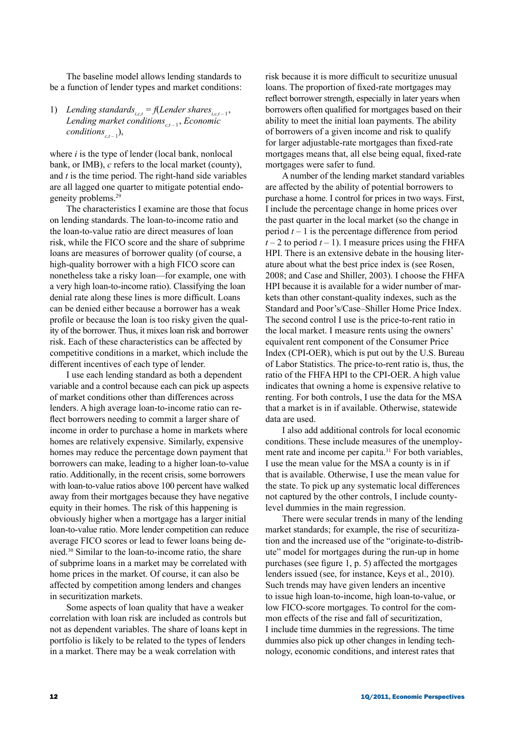The baseline model allows lending standards to be a function of lender types and market conditions:

1) $Lending\ standards_{i,c,t} = f(Lender\ shares_{i,c,t-1}, Lending\ market\ conditions_{c,t-1}, Economic\ conditions_{c,t-1})$,

where *i* is the type of lender (local bank, nonlocal bank, or IMB), *c* refers to the local market (county), and *t* is the time period. The right-hand side variables are all lagged one quarter to mitigate potential endogeneity problems.[29]

The characteristics I examine are those that focus on lending standards. The loan-to-income ratio and the loan-to-value ratio are direct measures of loan risk, while the FICO score and the share of subprime loans are measures of borrower quality (of course, a high-quality borrower with a high FICO score can nonetheless take a risky loan—for example, one with a very high loan-to-income ratio). Classifying the loan denial rate along these lines is more difficult. Loans can be denied either because a borrower has a weak profile or because the loan is too risky given the quality of the borrower. Thus, it mixes loan risk and borrower risk. Each of these characteristics can be affected by competitive conditions in a market, which include the different incentives of each type of lender.

I use each lending standard as both a dependent variable and a control because each can pick up aspects of market conditions other than differences across lenders. A high average loan-to-income ratio can reflect borrowers needing to commit a larger share of income in order to purchase a home in markets where homes are relatively expensive. Similarly, expensive homes may reduce the percentage down payment that borrowers can make, leading to a higher loan-to-value ratio. Additionally, in the recent crisis, some borrowers with loan-to-value ratios above 100 percent have walked away from their mortgages because they have negative equity in their homes. The risk of this happening is obviously higher when a mortgage has a larger initial loan-to-value ratio. More lender competition can reduce average FICO scores or lead to fewer loans being denied.[30] Similar to the loan-to-income ratio, the share of subprime loans in a market may be correlated with home prices in the market. Of course, it can also be affected by competition among lenders and changes in securitization markets.

Some aspects of loan quality that have a weaker correlation with loan risk are included as controls but not as dependent variables. The share of loans kept in portfolio is likely to be related to the types of lenders in a market. There may be a weak correlation with risk because it is more difficult to securitize unusual loans. The proportion of fixed-rate mortgages may reflect borrower strength, especially in later years when borrowers often qualified for mortgages based on their ability to meet the initial loan payments. The ability of borrowers of a given income and risk to qualify for larger adjustable-rate mortgages than fixed-rate mortgages means that, all else being equal, fixed-rate mortgages were safer to fund.

A number of the lending market standard variables are affected by the ability of potential borrowers to purchase a home. I control for prices in two ways. First, I include the percentage change in home prices over the past quarter in the local market (so the change in period $t-1$ is the percentage difference from period $t-2$ to period $t-1$). I measure prices using the FHFA HPI. There is an extensive debate in the housing literature about what the best price index is (see Rosen, 2008; and Case and Shiller, 2003). I choose the FHFA HPI because it is available for a wider number of markets than other constant-quality indexes, such as the Standard and Poor's/Case–Shiller Home Price Index. The second control I use is the price-to-rent ratio in the local market. I measure rents using the owners' equivalent rent component of the Consumer Price Index (CPI-OER), which is put out by the U.S. Bureau of Labor Statistics. The price-to-rent ratio is, thus, the ratio of the FHFA HPI to the CPI-OER. A high value indicates that owning a home is expensive relative to renting. For both controls, I use the data for the MSA that a market is in if available. Otherwise, statewide data are used.

I also add additional controls for local economic conditions. These include measures of the unemployment rate and income per capita.[31] For both variables, I use the mean value for the MSA a county is in if that is available. Otherwise, I use the mean value for the state. To pick up any systematic local differences not captured by the other controls, I include county-level dummies in the main regression.

There were secular trends in many of the lending market standards; for example, the rise of securitization and the increased use of the "originate-to-distribute" model for mortgages during the run-up in home purchases (see figure 1, p. 5) affected the mortgages lenders issued (see, for instance, Keys et al., 2010). Such trends may have given lenders an incentive to issue high loan-to-income, high loan-to-value, or low FICO-score mortgages. To control for the common effects of the rise and fall of securitization, I include time dummies in the regressions. The time dummies also pick up other changes in lending technology, economic conditions, and interest rates that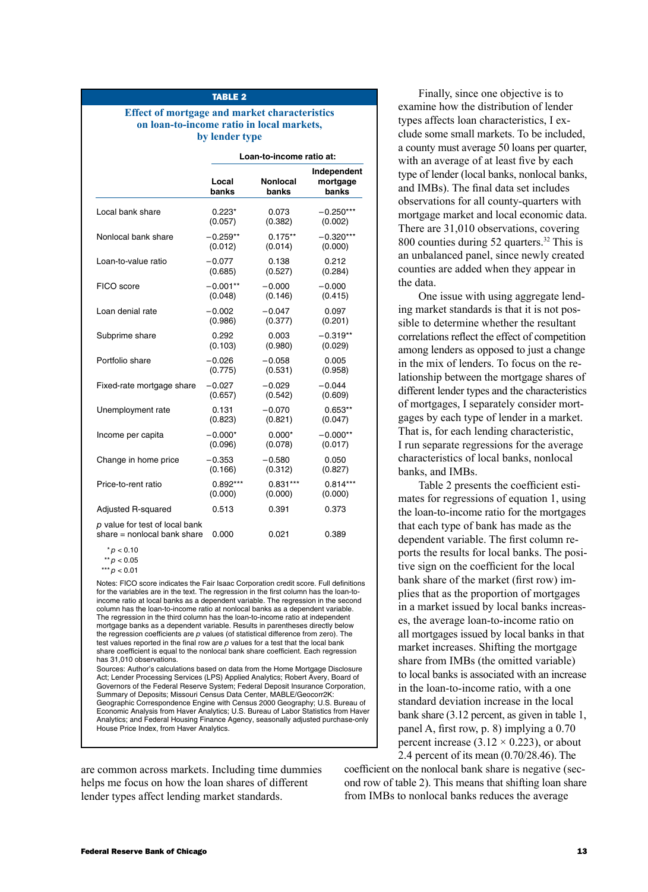**TABLE 2**

**Effect of mortgage and market characteristics on loan-to-income ratio in local markets, by lender type**

| | Loan-to-income ratio at: | | |
|---|---|---|---|
| | Local banks | Nonlocal banks | Independent mortgage banks |
| Local bank share | 0.223* (0.057) | 0.073 (0.382) | −0.250*** (0.002) |
| Nonlocal bank share | −0.259** (0.012) | 0.175** (0.014) | −0.320*** (0.000) |
| Loan-to-value ratio | −0.077 (0.685) | 0.138 (0.527) | 0.212 (0.284) |
| FICO score | −0.001** (0.048) | −0.000 (0.146) | −0.000 (0.415) |
| Loan denial rate | −0.002 (0.986) | −0.047 (0.377) | 0.097 (0.201) |
| Subprime share | 0.292 (0.103) | 0.003 (0.980) | −0.319** (0.029) |
| Portfolio share | −0.026 (0.775) | −0.058 (0.531) | 0.005 (0.958) |
| Fixed-rate mortgage share | −0.027 (0.657) | −0.029 (0.542) | −0.044 (0.609) |
| Unemployment rate | 0.131 (0.823) | −0.070 (0.821) | 0.653** (0.047) |
| Income per capita | −0.000* (0.096) | 0.000* (0.078) | −0.000** (0.017) |
| Change in home price | −0.353 (0.166) | −0.580 (0.312) | 0.050 (0.827) |
| Price-to-rent ratio | 0.892*** (0.000) | 0.831*** (0.000) | 0.814*** (0.000) |
| Adjusted R-squared | 0.513 | 0.391 | 0.373 |
| *p* value for test of local bank share = nonlocal bank share | 0.000 | 0.021 | 0.389 |

$^{*}p < 0.10$
$^{**}p < 0.05$
$^{***}p < 0.01$

Notes: FICO score indicates the Fair Isaac Corporation credit score. Full definitions for the variables are in the text. The regression in the first column has the loan-to-income ratio at local banks as a dependent variable. The regression in the second column has the loan-to-income ratio at nonlocal banks as a dependent variable. The regression in the third column has the loan-to-income ratio at independent mortgage banks as a dependent variable. Results in parentheses directly below the regression coefficients are *p* values (of statistical difference from zero). The test values reported in the final row are *p* values for a test that the local bank share coefficient is equal to the nonlocal bank share coefficient. Each regression has 31,010 observations.

Sources: Author's calculations based on data from the Home Mortgage Disclosure Act; Lender Processing Services (LPS) Applied Analytics; Robert Avery, Board of Governors of the Federal Reserve System; Federal Deposit Insurance Corporation, Summary of Deposits; Missouri Census Data Center, MABLE/Geocorr2K: Geographic Correspondence Engine with Census 2000 Geography; U.S. Bureau of Economic Analysis from Haver Analytics; U.S. Bureau of Labor Statistics from Haver Analytics; and Federal Housing Finance Agency, seasonally adjusted purchase-only House Price Index, from Haver Analytics.

are common across markets. Including time dummies helps me focus on how the loan shares of different lender types affect lending market standards.

Finally, since one objective is to examine how the distribution of lender types affects loan characteristics, I exclude some small markets. To be included, a county must average 50 loans per quarter, with an average of at least five by each type of lender (local banks, nonlocal banks, and IMBs). The final data set includes observations for all county-quarters with mortgage market and local economic data. There are 31,010 observations, covering 800 counties during 52 quarters.[32] This is an unbalanced panel, since newly created counties are added when they appear in the data.

One issue with using aggregate lending market standards is that it is not possible to determine whether the resultant correlations reflect the effect of competition among lenders as opposed to just a change in the mix of lenders. To focus on the relationship between the mortgage shares of different lender types and the characteristics of mortgages, I separately consider mortgages by each type of lender in a market. That is, for each lending characteristic, I run separate regressions for the average characteristics of local banks, nonlocal banks, and IMBs.

Table 2 presents the coefficient estimates for regressions of equation 1, using the loan-to-income ratio for the mortgages that each type of bank has made as the dependent variable. The first column reports the results for local banks. The positive sign on the coefficient for the local bank share of the market (first row) implies that as the proportion of mortgages in a market issued by local banks increases, the average loan-to-income ratio on all mortgages issued by local banks in that market increases. Shifting the mortgage share from IMBs (the omitted variable) to local banks is associated with an increase in the loan-to-income ratio, with a one standard deviation increase in the local bank share (3.12 percent, as given in table 1, panel A, first row, p. 8) implying a 0.70 percent increase (3.12 × 0.223), or about 2.4 percent of its mean (0.70/28.46). The coefficient on the nonlocal bank share is negative (second row of table 2). This means that shifting loan share from IMBs to nonlocal banks reduces the average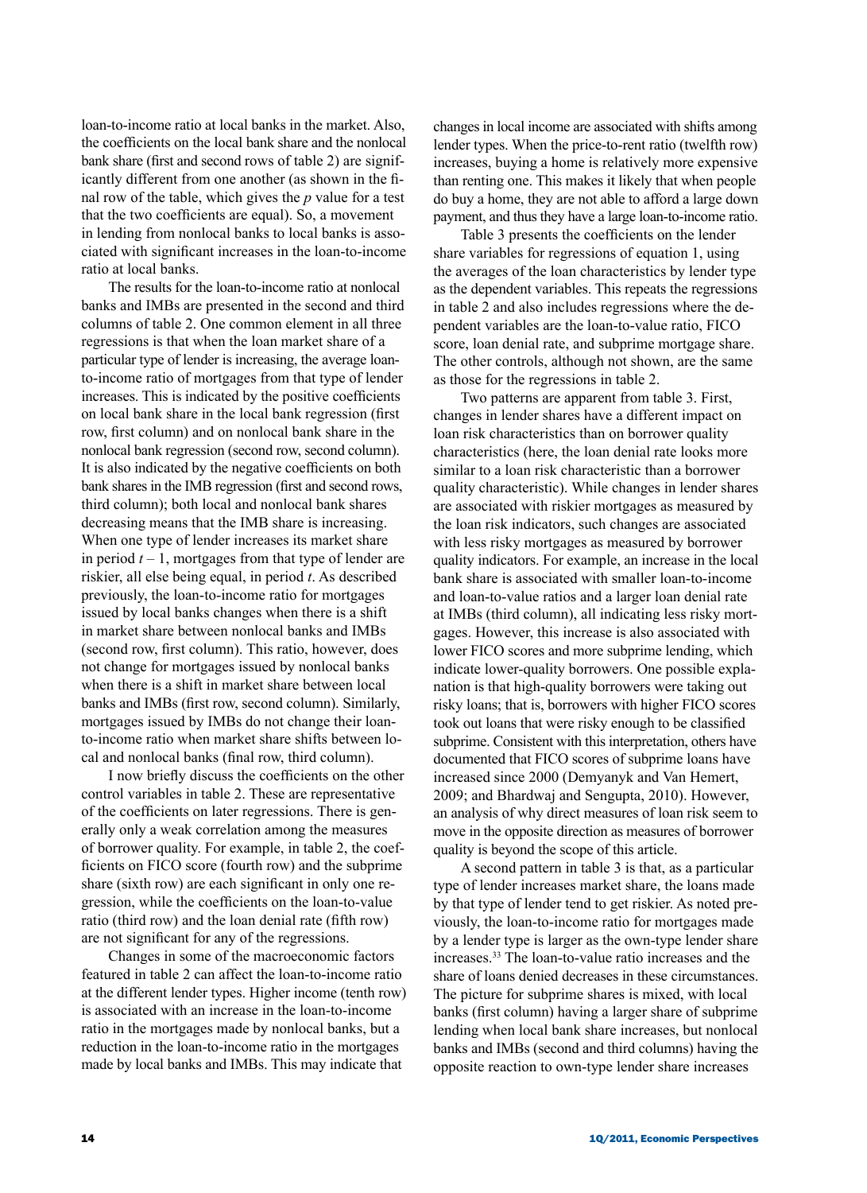loan-to-income ratio at local banks in the market. Also, the coefficients on the local bank share and the nonlocal bank share (first and second rows of table 2) are significantly different from one another (as shown in the final row of the table, which gives the *p* value for a test that the two coefficients are equal). So, a movement in lending from nonlocal banks to local banks is associated with significant increases in the loan-to-income ratio at local banks.

The results for the loan-to-income ratio at nonlocal banks and IMBs are presented in the second and third columns of table 2. One common element in all three regressions is that when the loan market share of a particular type of lender is increasing, the average loan-to-income ratio of mortgages from that type of lender increases. This is indicated by the positive coefficients on local bank share in the local bank regression (first row, first column) and on nonlocal bank share in the nonlocal bank regression (second row, second column). It is also indicated by the negative coefficients on both bank shares in the IMB regression (first and second rows, third column); both local and nonlocal bank shares decreasing means that the IMB share is increasing. When one type of lender increases its market share in period $t - 1$, mortgages from that type of lender are riskier, all else being equal, in period $t$. As described previously, the loan-to-income ratio for mortgages issued by local banks changes when there is a shift in market share between nonlocal banks and IMBs (second row, first column). This ratio, however, does not change for mortgages issued by nonlocal banks when there is a shift in market share between local banks and IMBs (first row, second column). Similarly, mortgages issued by IMBs do not change their loan-to-income ratio when market share shifts between local and nonlocal banks (final row, third column).

I now briefly discuss the coefficients on the other control variables in table 2. These are representative of the coefficients on later regressions. There is generally only a weak correlation among the measures of borrower quality. For example, in table 2, the coefficients on FICO score (fourth row) and the subprime share (sixth row) are each significant in only one regression, while the coefficients on the loan-to-value ratio (third row) and the loan denial rate (fifth row) are not significant for any of the regressions.

Changes in some of the macroeconomic factors featured in table 2 can affect the loan-to-income ratio at the different lender types. Higher income (tenth row) is associated with an increase in the loan-to-income ratio in the mortgages made by nonlocal banks, but a reduction in the loan-to-income ratio in the mortgages made by local banks and IMBs. This may indicate that changes in local income are associated with shifts among lender types. When the price-to-rent ratio (twelfth row) increases, buying a home is relatively more expensive than renting one. This makes it likely that when people do buy a home, they are not able to afford a large down payment, and thus they have a large loan-to-income ratio.

Table 3 presents the coefficients on the lender share variables for regressions of equation 1, using the averages of the loan characteristics by lender type as the dependent variables. This repeats the regressions in table 2 and also includes regressions where the dependent variables are the loan-to-value ratio, FICO score, loan denial rate, and subprime mortgage share. The other controls, although not shown, are the same as those for the regressions in table 2.

Two patterns are apparent from table 3. First, changes in lender shares have a different impact on loan risk characteristics than on borrower quality characteristics (here, the loan denial rate looks more similar to a loan risk characteristic than a borrower quality characteristic). While changes in lender shares are associated with riskier mortgages as measured by the loan risk indicators, such changes are associated with less risky mortgages as measured by borrower quality indicators. For example, an increase in the local bank share is associated with smaller loan-to-income and loan-to-value ratios and a larger loan denial rate at IMBs (third column), all indicating less risky mortgages. However, this increase is also associated with lower FICO scores and more subprime lending, which indicate lower-quality borrowers. One possible explanation is that high-quality borrowers were taking out risky loans; that is, borrowers with higher FICO scores took out loans that were risky enough to be classified subprime. Consistent with this interpretation, others have documented that FICO scores of subprime loans have increased since 2000 (Demyanyk and Van Hemert, 2009; and Bhardwaj and Sengupta, 2010). However, an analysis of why direct measures of loan risk seem to move in the opposite direction as measures of borrower quality is beyond the scope of this article.

A second pattern in table 3 is that, as a particular type of lender increases market share, the loans made by that type of lender tend to get riskier. As noted previously, the loan-to-income ratio for mortgages made by a lender type is larger as the own-type lender share increases.[33] The loan-to-value ratio increases and the share of loans denied decreases in these circumstances. The picture for subprime shares is mixed, with local banks (first column) having a larger share of subprime lending when local bank share increases, but nonlocal banks and IMBs (second and third columns) having the opposite reaction to own-type lender share increases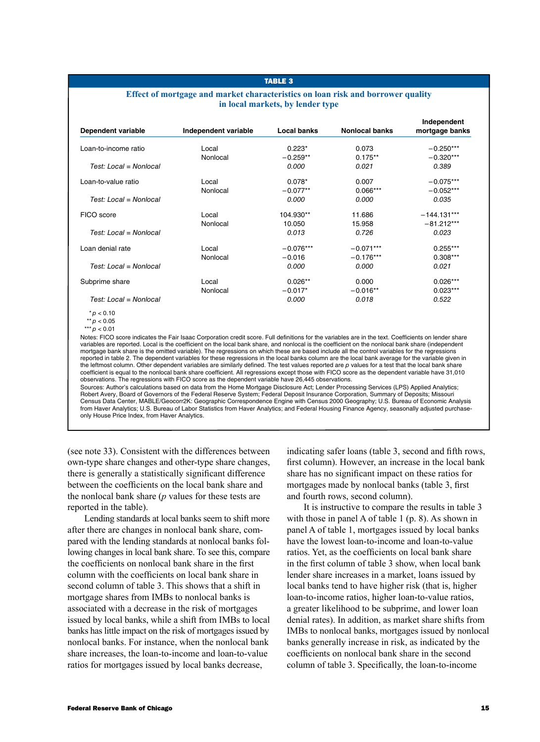**TABLE 3**

**Effect of mortgage and market characteristics on loan risk and borrower quality in local markets, by lender type**

| Dependent variable | Independent variable | Local banks | Nonlocal banks | Independent mortgage banks |
|---|---|---|---|---|
| Loan-to-income ratio | Local | 0.223* | 0.073 | −0.250*** |
| | Nonlocal | −0.259** | 0.175** | −0.320*** |
| *Test: Local = Nonlocal* | | *0.000* | *0.021* | *0.389* |
| Loan-to-value ratio | Local | 0.078* | 0.007 | −0.075*** |
| | Nonlocal | −0.077** | 0.066*** | −0.052*** |
| *Test: Local = Nonlocal* | | *0.000* | *0.000* | *0.035* |
| FICO score | Local | 104.930** | 11.686 | −144.131*** |
| | Nonlocal | 10.050 | 15.958 | −81.212*** |
| *Test: Local = Nonlocal* | | *0.013* | *0.726* | *0.023* |
| Loan denial rate | Local | −0.076*** | −0.071*** | 0.255*** |
| | Nonlocal | −0.016 | −0.176*** | 0.308*** |
| *Test: Local = Nonlocal* | | *0.000* | *0.000* | *0.021* |
| Subprime share | Local | 0.026** | 0.000 | 0.026*** |
| | Nonlocal | −0.017* | −0.016** | 0.023*** |
| *Test: Local = Nonlocal* | | *0.000* | *0.018* | *0.522* |

*$p < 0.10$
**$p < 0.05$
***$p < 0.01$

Notes: FICO score indicates the Fair Isaac Corporation credit score. Full definitions for the variables are in the text. Coefficients on lender share variables are reported. Local is the coefficient on the local bank share, and nonlocal is the coefficient on the nonlocal bank share (independent mortgage bank share is the omitted variable). The regressions on which these are based include all the control variables for the regressions reported in table 2. The dependent variables for these regressions in the local banks column are the local bank average for the variable given in the leftmost column. Other dependent variables are similarly defined. The test values reported are *p* values for a test that the local bank share coefficient is equal to the nonlocal bank share coefficient. All regressions except those with FICO score as the dependent variable have 31,010 observations. The regressions with FICO score as the dependent variable have 26,445 observations.

Sources: Author's calculations based on data from the Home Mortgage Disclosure Act; Lender Processing Services (LPS) Applied Analytics; Robert Avery, Board of Governors of the Federal Reserve System; Federal Deposit Insurance Corporation, Summary of Deposits; Missouri Census Data Center, MABLE/Geocorr2K: Geographic Correspondence Engine with Census 2000 Geography; U.S. Bureau of Economic Analysis from Haver Analytics; U.S. Bureau of Labor Statistics from Haver Analytics; and Federal Housing Finance Agency, seasonally adjusted purchase-only House Price Index, from Haver Analytics.

(see note 33). Consistent with the differences between own-type share changes and other-type share changes, there is generally a statistically significant difference between the coefficients on the local bank share and the nonlocal bank share (*p* values for these tests are reported in the table).

Lending standards at local banks seem to shift more after there are changes in nonlocal bank share, compared with the lending standards at nonlocal banks following changes in local bank share. To see this, compare the coefficients on nonlocal bank share in the first column with the coefficients on local bank share in second column of table 3. This shows that a shift in mortgage shares from IMBs to nonlocal banks is associated with a decrease in the risk of mortgages issued by local banks, while a shift from IMBs to local banks has little impact on the risk of mortgages issued by nonlocal banks. For instance, when the nonlocal bank share increases, the loan-to-income and loan-to-value ratios for mortgages issued by local banks decrease, indicating safer loans (table 3, second and fifth rows, first column). However, an increase in the local bank share has no significant impact on these ratios for mortgages made by nonlocal banks (table 3, first and fourth rows, second column).

It is instructive to compare the results in table 3 with those in panel A of table 1 (p. 8). As shown in panel A of table 1, mortgages issued by local banks have the lowest loan-to-income and loan-to-value ratios. Yet, as the coefficients on local bank share in the first column of table 3 show, when local bank lender share increases in a market, loans issued by local banks tend to have higher risk (that is, higher loan-to-income ratios, higher loan-to-value ratios, a greater likelihood to be subprime, and lower loan denial rates). In addition, as market share shifts from IMBs to nonlocal banks, mortgages issued by nonlocal banks generally increase in risk, as indicated by the coefficients on nonlocal bank share in the second column of table 3. Specifically, the loan-to-income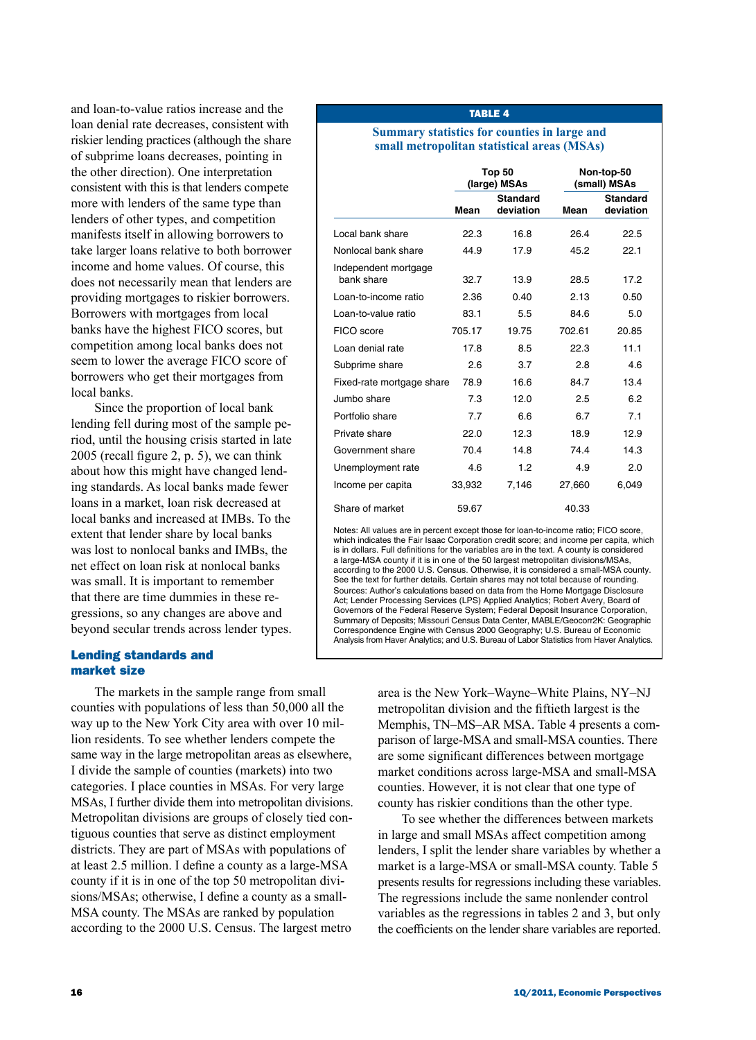and loan-to-value ratios increase and the loan denial rate decreases, consistent with riskier lending practices (although the share of subprime loans decreases, pointing in the other direction). One interpretation consistent with this is that lenders compete more with lenders of the same type than lenders of other types, and competition manifests itself in allowing borrowers to take larger loans relative to both borrower income and home values. Of course, this does not necessarily mean that lenders are providing mortgages to riskier borrowers. Borrowers with mortgages from local banks have the highest FICO scores, but competition among local banks does not seem to lower the average FICO score of borrowers who get their mortgages from local banks.

Since the proportion of local bank lending fell during most of the sample period, until the housing crisis started in late 2005 (recall figure 2, p. 5), we can think about how this might have changed lending standards. As local banks made fewer loans in a market, loan risk decreased at local banks and increased at IMBs. To the extent that lender share by local banks was lost to nonlocal banks and IMBs, the net effect on loan risk at nonlocal banks was small. It is important to remember that there are time dummies in these regressions, so any changes are above and beyond secular trends across lender types.

**TABLE 4**

**Summary statistics for counties in large and small metropolitan statistical areas (MSAs)**

| | Top 50 (large) MSAs | | Non-top-50 (small) MSAs | |
|---|---|---|---|---|
| | Mean | Standard deviation | Mean | Standard deviation |
| Local bank share | 22.3 | 16.8 | 26.4 | 22.5 |
| Nonlocal bank share | 44.9 | 17.9 | 45.2 | 22.1 |
| Independent mortgage bank share | 32.7 | 13.9 | 28.5 | 17.2 |
| Loan-to-income ratio | 2.36 | 0.40 | 2.13 | 0.50 |
| Loan-to-value ratio | 83.1 | 5.5 | 84.6 | 5.0 |
| FICO score | 705.17 | 19.75 | 702.61 | 20.85 |
| Loan denial rate | 17.8 | 8.5 | 22.3 | 11.1 |
| Subprime share | 2.6 | 3.7 | 2.8 | 4.6 |
| Fixed-rate mortgage share | 78.9 | 16.6 | 84.7 | 13.4 |
| Jumbo share | 7.3 | 12.0 | 2.5 | 6.2 |
| Portfolio share | 7.7 | 6.6 | 6.7 | 7.1 |
| Private share | 22.0 | 12.3 | 18.9 | 12.9 |
| Government share | 70.4 | 14.8 | 74.4 | 14.3 |
| Unemployment rate | 4.6 | 1.2 | 4.9 | 2.0 |
| Income per capita | 33,932 | 7,146 | 27,660 | 6,049 |
| Share of market | 59.67 | | 40.33 | |

Notes: All values are in percent except those for loan-to-income ratio; FICO score, which indicates the Fair Isaac Corporation credit score; and income per capita, which is in dollars. Full definitions for the variables are in the text. A county is considered a large-MSA county if it is in one of the 50 largest metropolitan divisions/MSAs, according to the 2000 U.S. Census. Otherwise, it is considered a small-MSA county. See the text for further details. Certain shares may not total because of rounding.
Sources: Author's calculations based on data from the Home Mortgage Disclosure Act; Lender Processing Services (LPS) Applied Analytics; Robert Avery, Board of Governors of the Federal Reserve System; Federal Deposit Insurance Corporation, Summary of Deposits; Missouri Census Data Center, MABLE/Geocorr2K: Geographic Correspondence Engine with Census 2000 Geography; U.S. Bureau of Economic Analysis from Haver Analytics; and U.S. Bureau of Labor Statistics from Haver Analytics.

## Lending standards and market size

The markets in the sample range from small counties with populations of less than 50,000 all the way up to the New York City area with over 10 million residents. To see whether lenders compete the same way in the large metropolitan areas as elsewhere, I divide the sample of counties (markets) into two categories. I place counties in MSAs. For very large MSAs, I further divide them into metropolitan divisions. Metropolitan divisions are groups of closely tied contiguous counties that serve as distinct employment districts. They are part of MSAs with populations of at least 2.5 million. I define a county as a large-MSA county if it is in one of the top 50 metropolitan divisions/MSAs; otherwise, I define a county as a small-MSA county. The MSAs are ranked by population according to the 2000 U.S. Census. The largest metro area is the New York–Wayne–White Plains, NY–NJ metropolitan division and the fiftieth largest is the Memphis, TN–MS–AR MSA. Table 4 presents a comparison of large-MSA and small-MSA counties. There are some significant differences between mortgage market conditions across large-MSA and small-MSA counties. However, it is not clear that one type of county has riskier conditions than the other type.

To see whether the differences between markets in large and small MSAs affect competition among lenders, I split the lender share variables by whether a market is a large-MSA or small-MSA county. Table 5 presents results for regressions including these variables. The regressions include the same nonlender control variables as the regressions in tables 2 and 3, but only the coefficients on the lender share variables are reported.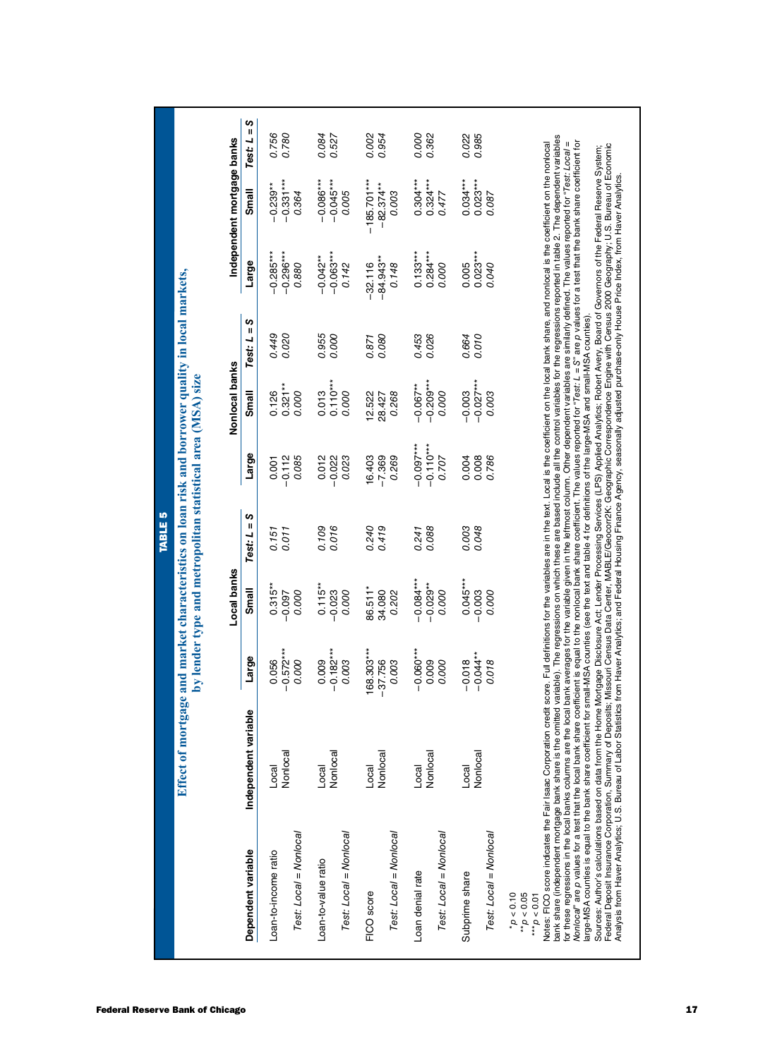**TABLE 5**

**Effect of mortgage and market characteristics on loan risk and borrower quality in local markets, by lender type and metropolitan statistical area (MSA) size**

| Dependent variable | Independent variable | Local banks | | | Nonlocal banks | | | Independent mortgage banks | | |
|---|---|---|---|---|---|---|---|---|---|---|
| | | Large | Small | *Test: L = S* | Large | Small | *Test: L = S* | Large | Small | *Test: L = S* |
| Loan-to-income ratio | Local | 0.056 | 0.315** | *0.151* | 0.001 | 0.126 | *0.449* | −0.285*** | −0.239** | *0.756* |
| | Nonlocal | −0.572*** | −0.097 | *0.011* | −0.112 | 0.321** | *0.020* | −0.296*** | −0.331*** | *0.780* |
| *Test: Local = Nonlocal* | | *0.000* | *0.000* | | *0.085* | *0.000* | | *0.880* | *0.364* | |
| Loan-to-value ratio | Local | 0.009 | 0.115** | *0.109* | 0.012 | 0.013 | *0.955* | −0.042** | −0.086*** | *0.084* |
| | Nonlocal | −0.182*** | −0.023 | *0.016* | −0.022 | 0.110*** | *0.000* | −0.063*** | −0.045*** | *0.527* |
| *Test: Local = Nonlocal* | | *0.003* | *0.000* | | *0.023* | *0.000* | | *0.142* | *0.005* | |
| FICO score | Local | 168.303*** | 86.511* | *0.240* | 16.403 | 12.522 | *0.871* | −32.116 | −185.701*** | *0.002* |
| | Nonlocal | −37.756 | 34.080 | *0.419* | −7.369 | 28.427 | *0.080* | −84.943** | −82.374** | *0.954* |
| *Test: Local = Nonlocal* | | *0.003* | *0.202* | | *0.269* | *0.268* | | *0.148* | *0.003* | |
| Loan denial rate | Local | −0.060*** | −0.084*** | *0.241* | −0.097*** | −0.067** | *0.453* | 0.133*** | 0.304*** | *0.000* |
| | Nonlocal | 0.009 | −0.029** | *0.088* | −0.110*** | −0.209*** | *0.026* | 0.284*** | 0.324*** | *0.362* |
| *Test: Local = Nonlocal* | | *0.000* | *0.000* | | *0.707* | *0.000* | | *0.000* | *0.477* | |
| Subprime share | Local | −0.018 | 0.045*** | *0.003* | 0.004 | −0.003 | *0.664* | 0.005 | 0.034*** | *0.022* |
| | Nonlocal | −0.044** | −0.003 | *0.048* | 0.008 | −0.027*** | *0.010* | 0.023*** | 0.023*** | *0.985* |
| *Test: Local = Nonlocal* | | *0.018* | *0.000* | | *0.786* | *0.003* | | *0.040* | *0.087* | |

*$p < 0.10$
**$p < 0.05$
***$p < 0.01$

Notes: FICO score indicates the Fair Isaac Corporation credit score. Full definitions for the variables are in the text. Local is the coefficient on the local bank share, and nonlocal is the coefficient on the nonlocal bank share (independent mortgage bank share is the omitted variable). The regressions on which these are based include all the control variables for the regressions reported in table 2. The dependent variables for these regressions in the local banks columns are the local bank averages for the variable given in the leftmost column. Other dependent variables are similarly defined. The values reported for "*Test: Local = Nonlocal*" are *p* values for a test that the local bank share coefficient is equal to the nonlocal bank share coefficient. The values reported for "*Test: L = S*" are *p* values for a test that the bank share coefficient for large-MSA counties is equal to the bank share coefficient for small-MSA counties (see the text and table 4 for definitions of the large-MSA and small-MSA counties).

Sources: Author's calculations based on data from the Home Mortgage Disclosure Act; Lender Processing Services (LPS) Applied Analytics; Robert Avery, Board of Governors of the Federal Reserve System; Federal Deposit Insurance Corporation, Summary of Deposits; Missouri Census Data Center, MABLE/Geocorr2K: Geographic Correspondence Engine with Census 2000 Geography; U.S. Bureau of Economic Analysis from Haver Analytics; U.S. Bureau of Labor Statistics from Haver Analytics; and Federal Housing Finance Agency, seasonally adjusted purchase-only House Price Index, from Haver Analytics.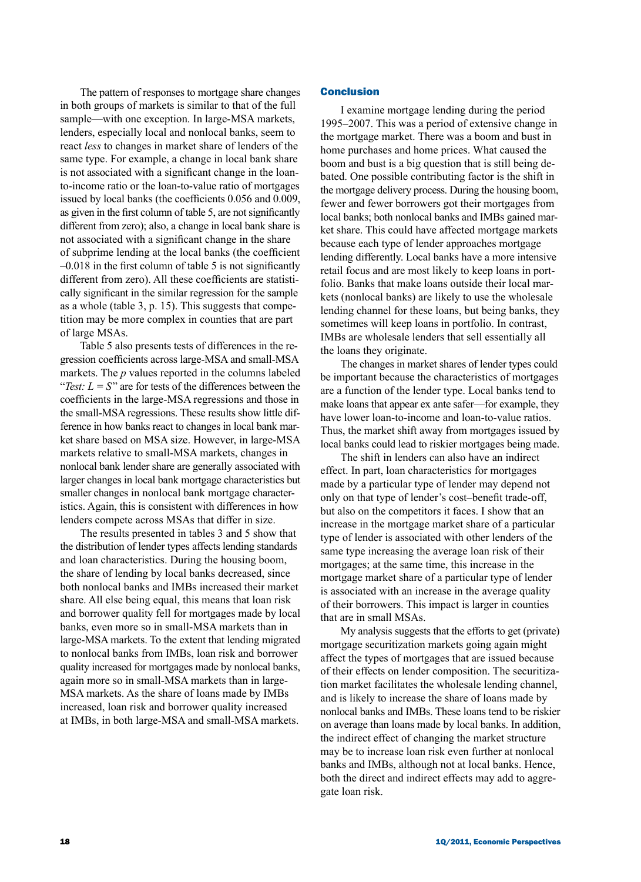The pattern of responses to mortgage share changes in both groups of markets is similar to that of the full sample—with one exception. In large-MSA markets, lenders, especially local and nonlocal banks, seem to react *less* to changes in market share of lenders of the same type. For example, a change in local bank share is not associated with a significant change in the loan-to-income ratio or the loan-to-value ratio of mortgages issued by local banks (the coefficients 0.056 and 0.009, as given in the first column of table 5, are not significantly different from zero); also, a change in local bank share is not associated with a significant change in the share of subprime lending at the local banks (the coefficient –0.018 in the first column of table 5 is not significantly different from zero). All these coefficients are statistically significant in the similar regression for the sample as a whole (table 3, p. 15). This suggests that competition may be more complex in counties that are part of large MSAs.

Table 5 also presents tests of differences in the regression coefficients across large-MSA and small-MSA markets. The *p* values reported in the columns labeled "*Test:* $L = S$" are for tests of the differences between the coefficients in the large-MSA regressions and those in the small-MSA regressions. These results show little difference in how banks react to changes in local bank market share based on MSA size. However, in large-MSA markets relative to small-MSA markets, changes in nonlocal bank lender share are generally associated with larger changes in local bank mortgage characteristics but smaller changes in nonlocal bank mortgage characteristics. Again, this is consistent with differences in how lenders compete across MSAs that differ in size.

The results presented in tables 3 and 5 show that the distribution of lender types affects lending standards and loan characteristics. During the housing boom, the share of lending by local banks decreased, since both nonlocal banks and IMBs increased their market share. All else being equal, this means that loan risk and borrower quality fell for mortgages made by local banks, even more so in small-MSA markets than in large-MSA markets. To the extent that lending migrated to nonlocal banks from IMBs, loan risk and borrower quality increased for mortgages made by nonlocal banks, again more so in small-MSA markets than in large-MSA markets. As the share of loans made by IMBs increased, loan risk and borrower quality increased at IMBs, in both large-MSA and small-MSA markets.

## Conclusion

I examine mortgage lending during the period 1995–2007. This was a period of extensive change in the mortgage market. There was a boom and bust in home purchases and home prices. What caused the boom and bust is a big question that is still being debated. One possible contributing factor is the shift in the mortgage delivery process. During the housing boom, fewer and fewer borrowers got their mortgages from local banks; both nonlocal banks and IMBs gained market share. This could have affected mortgage markets because each type of lender approaches mortgage lending differently. Local banks have a more intensive retail focus and are most likely to keep loans in portfolio. Banks that make loans outside their local markets (nonlocal banks) are likely to use the wholesale lending channel for these loans, but being banks, they sometimes will keep loans in portfolio. In contrast, IMBs are wholesale lenders that sell essentially all the loans they originate.

The changes in market shares of lender types could be important because the characteristics of mortgages are a function of the lender type. Local banks tend to make loans that appear ex ante safer—for example, they have lower loan-to-income and loan-to-value ratios. Thus, the market shift away from mortgages issued by local banks could lead to riskier mortgages being made.

The shift in lenders can also have an indirect effect. In part, loan characteristics for mortgages made by a particular type of lender may depend not only on that type of lender's cost–benefit trade-off, but also on the competitors it faces. I show that an increase in the mortgage market share of a particular type of lender is associated with other lenders of the same type increasing the average loan risk of their mortgages; at the same time, this increase in the mortgage market share of a particular type of lender is associated with an increase in the average quality of their borrowers. This impact is larger in counties that are in small MSAs.

My analysis suggests that the efforts to get (private) mortgage securitization markets going again might affect the types of mortgages that are issued because of their effects on lender composition. The securitization market facilitates the wholesale lending channel, and is likely to increase the share of loans made by nonlocal banks and IMBs. These loans tend to be riskier on average than loans made by local banks. In addition, the indirect effect of changing the market structure may be to increase loan risk even further at nonlocal banks and IMBs, although not at local banks. Hence, both the direct and indirect effects may add to aggregate loan risk.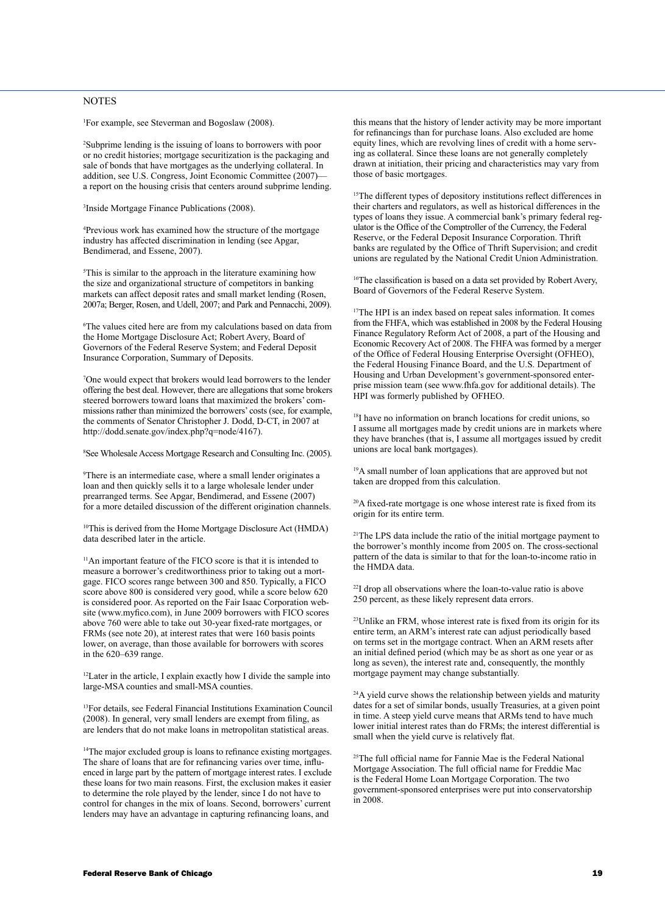## NOTES

[1]For example, see Steverman and Bogoslaw (2008).

[2]Subprime lending is the issuing of loans to borrowers with poor or no credit histories; mortgage securitization is the packaging and sale of bonds that have mortgages as the underlying collateral. In addition, see U.S. Congress, Joint Economic Committee (2007)—a report on the housing crisis that centers around subprime lending.

[3]Inside Mortgage Finance Publications (2008).

[4]Previous work has examined how the structure of the mortgage industry has affected discrimination in lending (see Apgar, Bendimerad, and Essene, 2007).

[5]This is similar to the approach in the literature examining how the size and organizational structure of competitors in banking markets can affect deposit rates and small market lending (Rosen, 2007a; Berger, Rosen, and Udell, 2007; and Park and Pennacchi, 2009).

[6]The values cited here are from my calculations based on data from the Home Mortgage Disclosure Act; Robert Avery, Board of Governors of the Federal Reserve System; and Federal Deposit Insurance Corporation, Summary of Deposits.

[7]One would expect that brokers would lead borrowers to the lender offering the best deal. However, there are allegations that some brokers steered borrowers toward loans that maximized the brokers' commissions rather than minimized the borrowers' costs (see, for example, the comments of Senator Christopher J. Dodd, D-CT, in 2007 at http://dodd.senate.gov/index.php?q=node/4167).

[8]See Wholesale Access Mortgage Research and Consulting Inc. (2005).

[9]There is an intermediate case, where a small lender originates a loan and then quickly sells it to a large wholesale lender under prearranged terms. See Apgar, Bendimerad, and Essene (2007) for a more detailed discussion of the different origination channels.

[10]This is derived from the Home Mortgage Disclosure Act (HMDA) data described later in the article.

[11]An important feature of the FICO score is that it is intended to measure a borrower's creditworthiness prior to taking out a mortgage. FICO scores range between 300 and 850. Typically, a FICO score above 800 is considered very good, while a score below 620 is considered poor. As reported on the Fair Isaac Corporation website (www.myfico.com), in June 2009 borrowers with FICO scores above 760 were able to take out 30-year fixed-rate mortgages, or FRMs (see note 20), at interest rates that were 160 basis points lower, on average, than those available for borrowers with scores in the 620–639 range.

[12]Later in the article, I explain exactly how I divide the sample into large-MSA counties and small-MSA counties.

[13]For details, see Federal Financial Institutions Examination Council (2008). In general, very small lenders are exempt from filing, as are lenders that do not make loans in metropolitan statistical areas.

[14]The major excluded group is loans to refinance existing mortgages. The share of loans that are for refinancing varies over time, influenced in large part by the pattern of mortgage interest rates. I exclude these loans for two main reasons. First, the exclusion makes it easier to determine the role played by the lender, since I do not have to control for changes in the mix of loans. Second, borrowers' current lenders may have an advantage in capturing refinancing loans, and this means that the history of lender activity may be more important for refinancings than for purchase loans. Also excluded are home equity lines, which are revolving lines of credit with a home serving as collateral. Since these loans are not generally completely drawn at initiation, their pricing and characteristics may vary from those of basic mortgages.

[15]The different types of depository institutions reflect differences in their charters and regulators, as well as historical differences in the types of loans they issue. A commercial bank's primary federal regulator is the Office of the Comptroller of the Currency, the Federal Reserve, or the Federal Deposit Insurance Corporation. Thrift banks are regulated by the Office of Thrift Supervision; and credit unions are regulated by the National Credit Union Administration.

[16]The classification is based on a data set provided by Robert Avery, Board of Governors of the Federal Reserve System.

[17]The HPI is an index based on repeat sales information. It comes from the FHFA, which was established in 2008 by the Federal Housing Finance Regulatory Reform Act of 2008, a part of the Housing and Economic Recovery Act of 2008. The FHFA was formed by a merger of the Office of Federal Housing Enterprise Oversight (OFHEO), the Federal Housing Finance Board, and the U.S. Department of Housing and Urban Development's government-sponsored enterprise mission team (see www.fhfa.gov for additional details). The HPI was formerly published by OFHEO.

[18]I have no information on branch locations for credit unions, so I assume all mortgages made by credit unions are in markets where they have branches (that is, I assume all mortgages issued by credit unions are local bank mortgages).

[19]A small number of loan applications that are approved but not taken are dropped from this calculation.

[20]A fixed-rate mortgage is one whose interest rate is fixed from its origin for its entire term.

[21]The LPS data include the ratio of the initial mortgage payment to the borrower's monthly income from 2005 on. The cross-sectional pattern of the data is similar to that for the loan-to-income ratio in the HMDA data.

[22]I drop all observations where the loan-to-value ratio is above 250 percent, as these likely represent data errors.

[23]Unlike an FRM, whose interest rate is fixed from its origin for its entire term, an ARM's interest rate can adjust periodically based on terms set in the mortgage contract. When an ARM resets after an initial defined period (which may be as short as one year or as long as seven), the interest rate and, consequently, the monthly mortgage payment may change substantially.

[24]A yield curve shows the relationship between yields and maturity dates for a set of similar bonds, usually Treasuries, at a given point in time. A steep yield curve means that ARMs tend to have much lower initial interest rates than do FRMs; the interest differential is small when the yield curve is relatively flat.

[25]The full official name for Fannie Mae is the Federal National Mortgage Association. The full official name for Freddie Mac is the Federal Home Loan Mortgage Corporation. The two government-sponsored enterprises were put into conservatorship in 2008.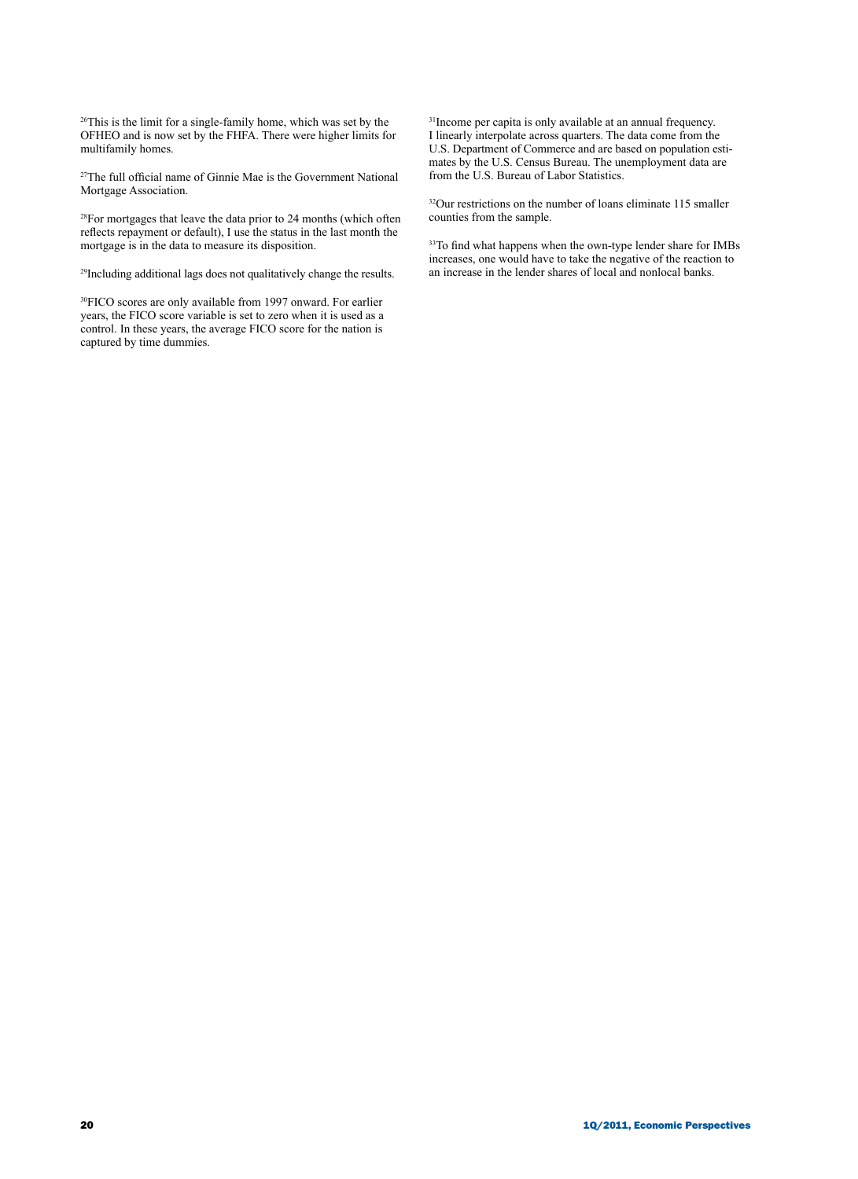[26]This is the limit for a single-family home, which was set by the OFHEO and is now set by the FHFA. There were higher limits for multifamily homes.

[27]The full official name of Ginnie Mae is the Government National Mortgage Association.

[28]For mortgages that leave the data prior to 24 months (which often reflects repayment or default), I use the status in the last month the mortgage is in the data to measure its disposition.

[29]Including additional lags does not qualitatively change the results.

[30]FICO scores are only available from 1997 onward. For earlier years, the FICO score variable is set to zero when it is used as a control. In these years, the average FICO score for the nation is captured by time dummies.

[31]Income per capita is only available at an annual frequency. I linearly interpolate across quarters. The data come from the U.S. Department of Commerce and are based on population estimates by the U.S. Census Bureau. The unemployment data are from the U.S. Bureau of Labor Statistics.

[32]Our restrictions on the number of loans eliminate 115 smaller counties from the sample.

[33]To find what happens when the own-type lender share for IMBs increases, one would have to take the negative of the reaction to an increase in the lender shares of local and nonlocal banks.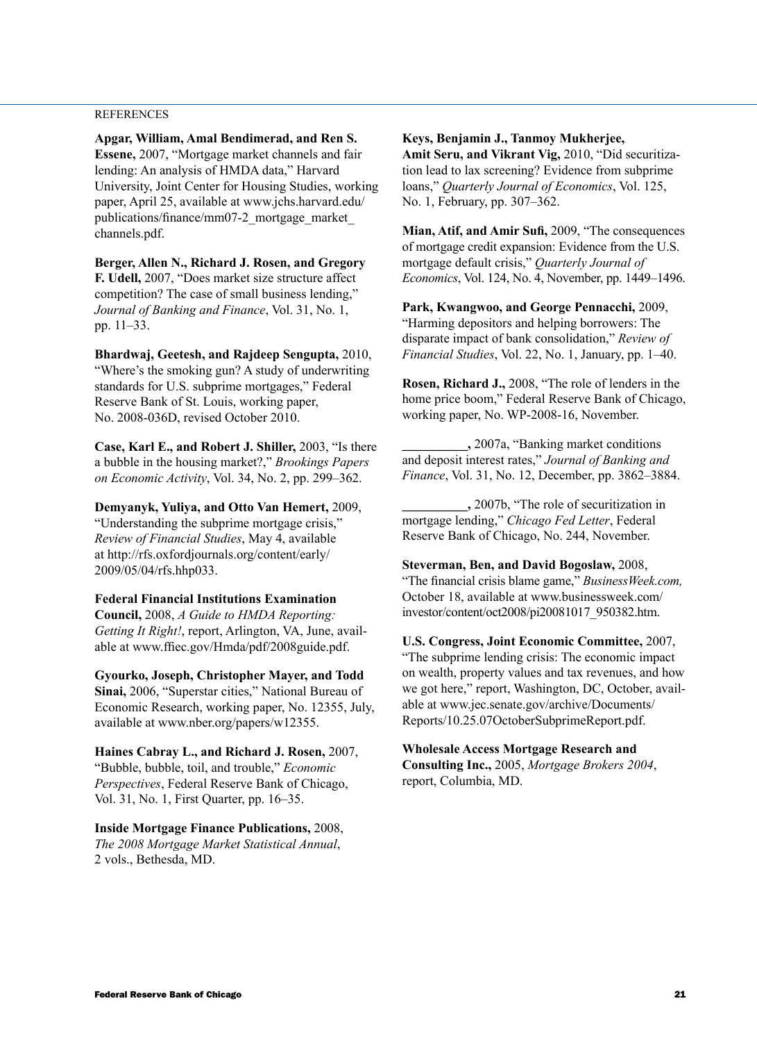## REFERENCES

**Apgar, William, Amal Bendimerad, and Ren S. Essene,** 2007, "Mortgage market channels and fair lending: An analysis of HMDA data," Harvard University, Joint Center for Housing Studies, working paper, April 25, available at www.jchs.harvard.edu/publications/finance/mm07-2_mortgage_market_channels.pdf.

**Berger, Allen N., Richard J. Rosen, and Gregory F. Udell,** 2007, "Does market size structure affect competition? The case of small business lending," *Journal of Banking and Finance*, Vol. 31, No. 1, pp. 11–33.

**Bhardwaj, Geetesh, and Rajdeep Sengupta,** 2010, "Where's the smoking gun? A study of underwriting standards for U.S. subprime mortgages," Federal Reserve Bank of St. Louis, working paper, No. 2008-036D, revised October 2010.

**Case, Karl E., and Robert J. Shiller,** 2003, "Is there a bubble in the housing market?," *Brookings Papers on Economic Activity*, Vol. 34, No. 2, pp. 299–362.

**Demyanyk, Yuliya, and Otto Van Hemert,** 2009, "Understanding the subprime mortgage crisis," *Review of Financial Studies*, May 4, available at http://rfs.oxfordjournals.org/content/early/2009/05/04/rfs.hhp033.

**Federal Financial Institutions Examination Council,** 2008, *A Guide to HMDA Reporting: Getting It Right!*, report, Arlington, VA, June, available at www.ffiec.gov/Hmda/pdf/2008guide.pdf.

**Gyourko, Joseph, Christopher Mayer, and Todd Sinai,** 2006, "Superstar cities," National Bureau of Economic Research, working paper, No. 12355, July, available at www.nber.org/papers/w12355.

**Haines Cabray L., and Richard J. Rosen,** 2007, "Bubble, bubble, toil, and trouble," *Economic Perspectives*, Federal Reserve Bank of Chicago, Vol. 31, No. 1, First Quarter, pp. 16–35.

**Inside Mortgage Finance Publications,** 2008, *The 2008 Mortgage Market Statistical Annual*, 2 vols., Bethesda, MD.

**Keys, Benjamin J., Tanmoy Mukherjee, Amit Seru, and Vikrant Vig,** 2010, "Did securitization lead to lax screening? Evidence from subprime loans," *Quarterly Journal of Economics*, Vol. 125, No. 1, February, pp. 307–362.

**Mian, Atif, and Amir Sufi,** 2009, "The consequences of mortgage credit expansion: Evidence from the U.S. mortgage default crisis," *Quarterly Journal of Economics*, Vol. 124, No. 4, November, pp. 1449–1496.

**Park, Kwangwoo, and George Pennacchi,** 2009, "Harming depositors and helping borrowers: The disparate impact of bank consolidation," *Review of Financial Studies*, Vol. 22, No. 1, January, pp. 1–40.

**Rosen, Richard J.,** 2008, "The role of lenders in the home price boom," Federal Reserve Bank of Chicago, working paper, No. WP-2008-16, November.

**__________,** 2007a, "Banking market conditions and deposit interest rates," *Journal of Banking and Finance*, Vol. 31, No. 12, December, pp. 3862–3884.

**__________,** 2007b, "The role of securitization in mortgage lending," *Chicago Fed Letter*, Federal Reserve Bank of Chicago, No. 244, November.

**Steverman, Ben, and David Bogoslaw,** 2008, "The financial crisis blame game," *BusinessWeek.com,* October 18, available at www.businessweek.com/investor/content/oct2008/pi20081017_950382.htm.

**U.S. Congress, Joint Economic Committee,** 2007, "The subprime lending crisis: The economic impact on wealth, property values and tax revenues, and how we got here," report, Washington, DC, October, available at www.jec.senate.gov/archive/Documents/Reports/10.25.07OctoberSubprimeReport.pdf.

**Wholesale Access Mortgage Research and Consulting Inc.,** 2005, *Mortgage Brokers 2004*, report, Columbia, MD.